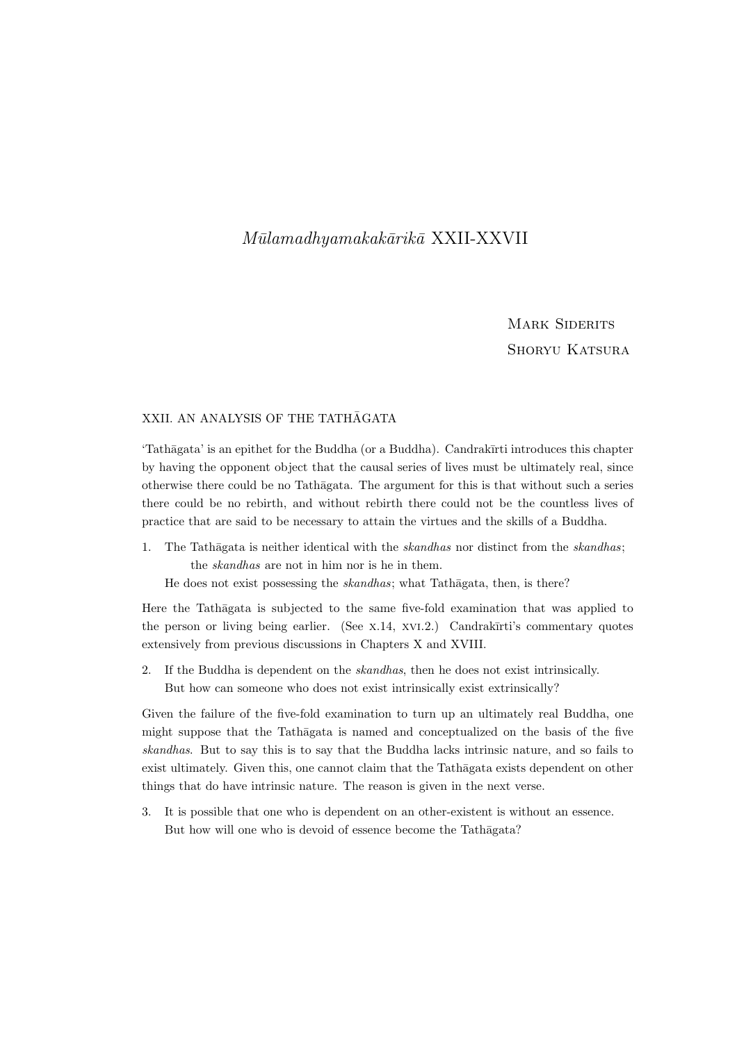# *Mūlamadhyamakakārikā* XXII-XXVII

Mark Siderits
Shoryu Katsura

## XXII. AN ANALYSIS OF THE TATHĀGATA

'Tathāgata' is an epithet for the Buddha (or a Buddha). Candrakīrti introduces this chapter by having the opponent object that the causal series of lives must be ultimately real, since otherwise there could be no Tathāgata. The argument for this is that without such a series there could be no rebirth, and without rebirth there could not be the countless lives of practice that are said to be necessary to attain the virtues and the skills of a Buddha.

1. The Tathāgata is neither identical with the *skandhas* nor distinct from the *skandhas*; the *skandhas* are not in him nor is he in them.
   He does not exist possessing the *skandhas*; what Tathāgata, then, is there?

Here the Tathāgata is subjected to the same five-fold examination that was applied to the person or living being earlier. (See x.14, xvi.2.) Candrakīrti's commentary quotes extensively from previous discussions in Chapters X and XVIII.

2. If the Buddha is dependent on the *skandhas*, then he does not exist intrinsically.
   But how can someone who does not exist intrinsically exist extrinsically?

Given the failure of the five-fold examination to turn up an ultimately real Buddha, one might suppose that the Tathāgata is named and conceptualized on the basis of the five *skandhas*. But to say this is to say that the Buddha lacks intrinsic nature, and so fails to exist ultimately. Given this, one cannot claim that the Tathāgata exists dependent on other things that do have intrinsic nature. The reason is given in the next verse.

3. It is possible that one who is dependent on an other-existent is without an essence.
   But how will one who is devoid of essence become the Tathāgata?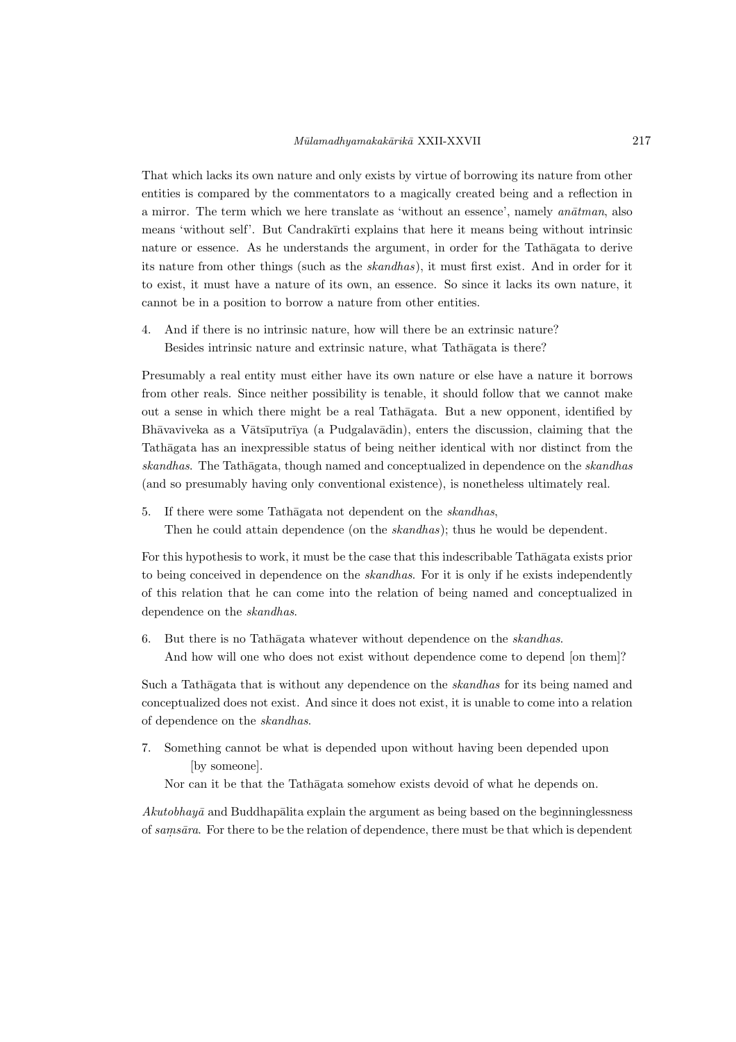That which lacks its own nature and only exists by virtue of borrowing its nature from other entities is compared by the commentators to a magically created being and a reflection in a mirror. The term which we here translate as 'without an essence', namely *anātman*, also means 'without self'. But Candrakīrti explains that here it means being without intrinsic nature or essence. As he understands the argument, in order for the Tathāgata to derive its nature from other things (such as the *skandhas*), it must first exist. And in order for it to exist, it must have a nature of its own, an essence. So since it lacks its own nature, it cannot be in a position to borrow a nature from other entities.

4. And if there is no intrinsic nature, how will there be an extrinsic nature?
   Besides intrinsic nature and extrinsic nature, what Tathāgata is there?

Presumably a real entity must either have its own nature or else have a nature it borrows from other reals. Since neither possibility is tenable, it should follow that we cannot make out a sense in which there might be a real Tathāgata. But a new opponent, identified by Bhāvaviveka as a Vātsīputrīya (a Pudgalavādin), enters the discussion, claiming that the Tathāgata has an inexpressible status of being neither identical with nor distinct from the *skandhas*. The Tathāgata, though named and conceptualized in dependence on the *skandhas* (and so presumably having only conventional existence), is nonetheless ultimately real.

5. If there were some Tathāgata not dependent on the *skandhas*,
   Then he could attain dependence (on the *skandhas*); thus he would be dependent.

For this hypothesis to work, it must be the case that this indescribable Tathāgata exists prior to being conceived in dependence on the *skandhas*. For it is only if he exists independently of this relation that he can come into the relation of being named and conceptualized in dependence on the *skandhas*.

6. But there is no Tathāgata whatever without dependence on the *skandhas*.
   And how will one who does not exist without dependence come to depend [on them]?

Such a Tathāgata that is without any dependence on the *skandhas* for its being named and conceptualized does not exist. And since it does not exist, it is unable to come into a relation of dependence on the *skandhas*.

7. Something cannot be what is depended upon without having been depended upon [by someone].
   Nor can it be that the Tathāgata somehow exists devoid of what he depends on.

*Akutobhayā* and Buddhapālita explain the argument as being based on the beginninglessness of *saṃsāra*. For there to be the relation of dependence, there must be that which is dependent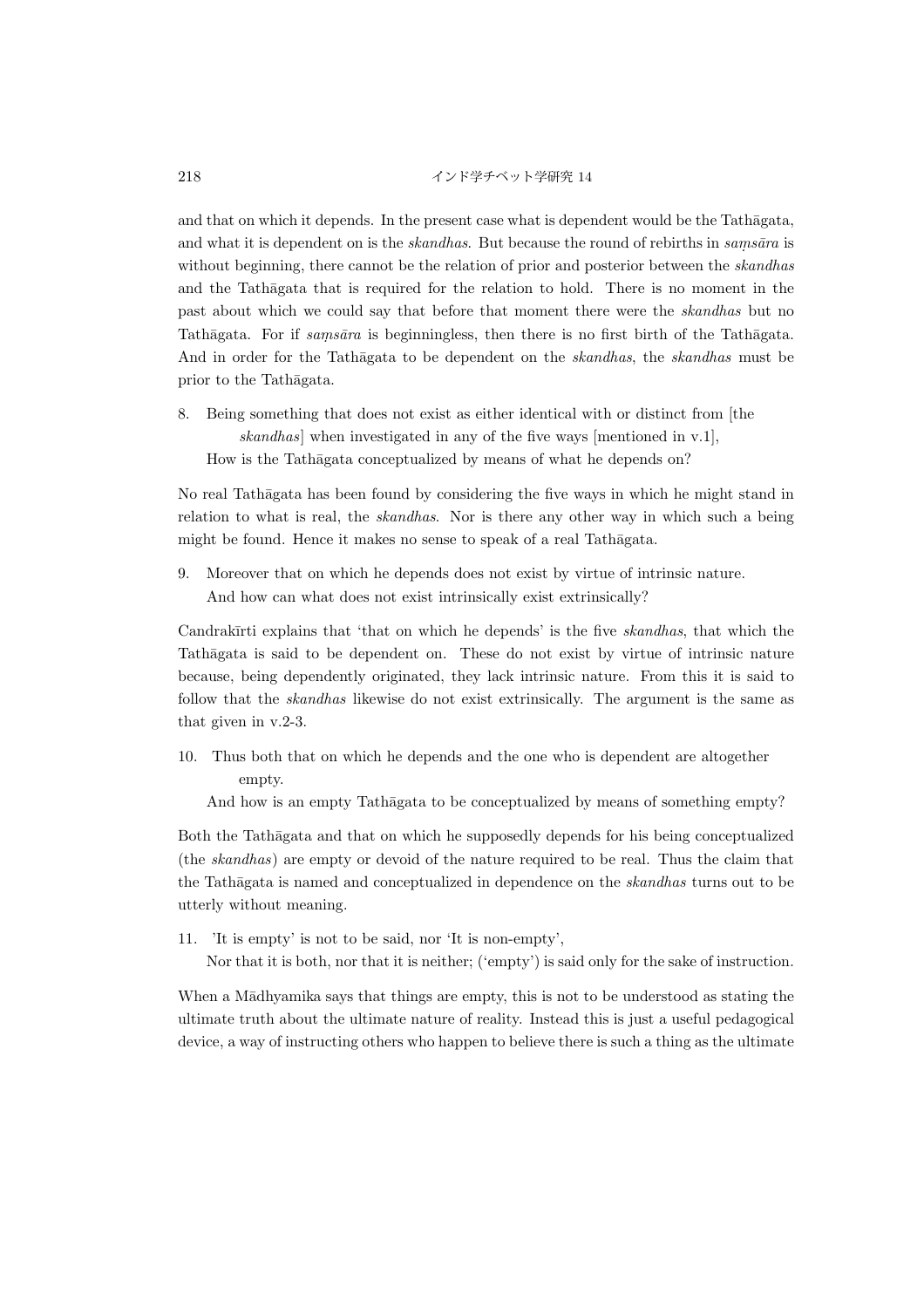and that on which it depends. In the present case what is dependent would be the Tathāgata, and what it is dependent on is the *skandhas*. But because the round of rebirths in *saṃsāra* is without beginning, there cannot be the relation of prior and posterior between the *skandhas* and the Tathāgata that is required for the relation to hold. There is no moment in the past about which we could say that before that moment there were the *skandhas* but no Tathāgata. For if *saṃsāra* is beginningless, then there is no first birth of the Tathāgata. And in order for the Tathāgata to be dependent on the *skandhas*, the *skandhas* must be prior to the Tathāgata.

8. Being something that does not exist as either identical with or distinct from [the *skandhas*] when investigated in any of the five ways [mentioned in v.1],
   How is the Tathāgata conceptualized by means of what he depends on?

No real Tathāgata has been found by considering the five ways in which he might stand in relation to what is real, the *skandhas*. Nor is there any other way in which such a being might be found. Hence it makes no sense to speak of a real Tathāgata.

9. Moreover that on which he depends does not exist by virtue of intrinsic nature.
   And how can what does not exist intrinsically exist extrinsically?

Candrakīrti explains that 'that on which he depends' is the five *skandhas*, that which the Tathāgata is said to be dependent on. These do not exist by virtue of intrinsic nature because, being dependently originated, they lack intrinsic nature. From this it is said to follow that the *skandhas* likewise do not exist extrinsically. The argument is the same as that given in v.2-3.

10. Thus both that on which he depends and the one who is dependent are altogether empty.
    And how is an empty Tathāgata to be conceptualized by means of something empty?

Both the Tathāgata and that on which he supposedly depends for his being conceptualized (the *skandhas*) are empty or devoid of the nature required to be real. Thus the claim that the Tathāgata is named and conceptualized in dependence on the *skandhas* turns out to be utterly without meaning.

11. 'It is empty' is not to be said, nor 'It is non-empty',
    Nor that it is both, nor that it is neither; ('empty') is said only for the sake of instruction.

When a Mādhyamika says that things are empty, this is not to be understood as stating the ultimate truth about the ultimate nature of reality. Instead this is just a useful pedagogical device, a way of instructing others who happen to believe there is such a thing as the ultimate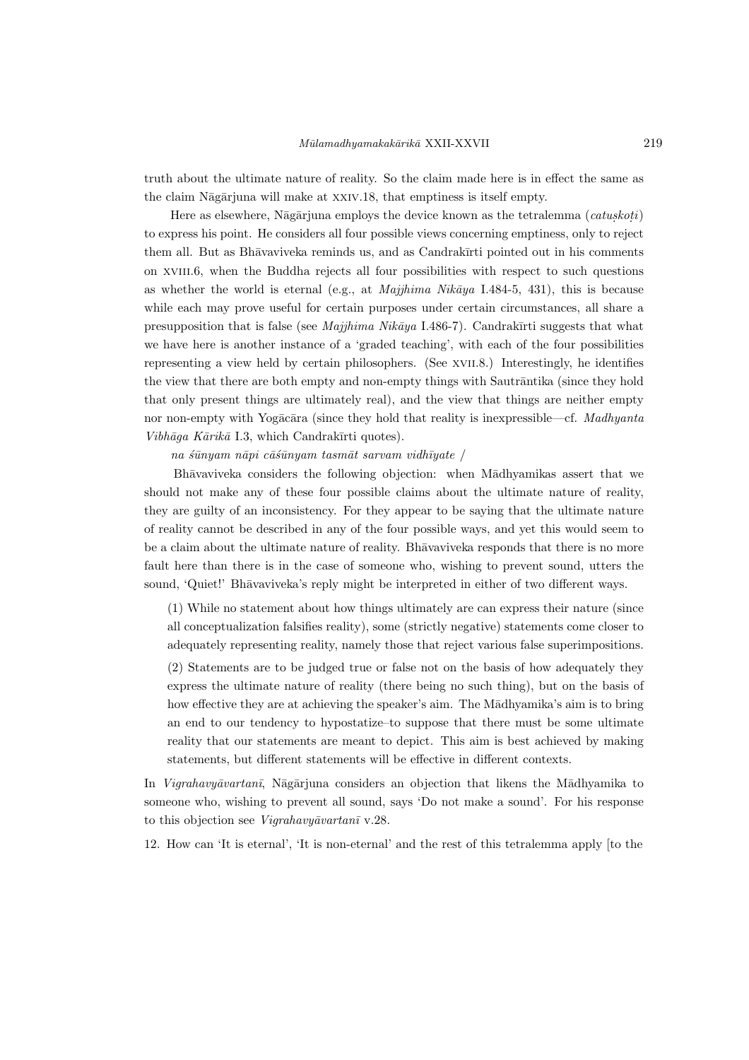truth about the ultimate nature of reality. So the claim made here is in effect the same as the claim Nāgārjuna will make at XXIV.18, that emptiness is itself empty.

Here as elsewhere, Nāgārjuna employs the device known as the tetralemma (*catuṣkoṭi*) to express his point. He considers all four possible views concerning emptiness, only to reject them all. But as Bhāvaviveka reminds us, and as Candrakīrti pointed out in his comments on XVIII.6, when the Buddha rejects all four possibilities with respect to such questions as whether the world is eternal (e.g., at *Majjhima Nikāya* I.484-5, 431), this is because while each may prove useful for certain purposes under certain circumstances, all share a presupposition that is false (see *Majjhima Nikāya* I.486-7). Candrakīrti suggests that what we have here is another instance of a 'graded teaching', with each of the four possibilities representing a view held by certain philosophers. (See XVII.8.) Interestingly, he identifies the view that there are both empty and non-empty things with Sautrāntika (since they hold that only present things are ultimately real), and the view that things are neither empty nor non-empty with Yogācāra (since they hold that reality is inexpressible—cf. *Madhyanta Vibhāga Kārikā* I.3, which Candrakīrti quotes).

*na śūnyam nāpi cāśūnyam tasmāt sarvam vidhīyate* /

Bhāvaviveka considers the following objection: when Mādhyamikas assert that we should not make any of these four possible claims about the ultimate nature of reality, they are guilty of an inconsistency. For they appear to be saying that the ultimate nature of reality cannot be described in any of the four possible ways, and yet this would seem to be a claim about the ultimate nature of reality. Bhāvaviveka responds that there is no more fault here than there is in the case of someone who, wishing to prevent sound, utters the sound, 'Quiet!' Bhāvaviveka's reply might be interpreted in either of two different ways.

> (1) While no statement about how things ultimately are can express their nature (since all conceptualization falsifies reality), some (strictly negative) statements come closer to adequately representing reality, namely those that reject various false superimpositions.
>
> (2) Statements are to be judged true or false not on the basis of how adequately they express the ultimate nature of reality (there being no such thing), but on the basis of how effective they are at achieving the speaker's aim. The Mādhyamika's aim is to bring an end to our tendency to hypostatize–to suppose that there must be some ultimate reality that our statements are meant to depict. This aim is best achieved by making statements, but different statements will be effective in different contexts.

In *Vigrahavyāvartanī*, Nāgārjuna considers an objection that likens the Mādhyamika to someone who, wishing to prevent all sound, says 'Do not make a sound'. For his response to this objection see *Vigrahavyāvartanī* v.28.

12. How can 'It is eternal', 'It is non-eternal' and the rest of this tetralemma apply [to the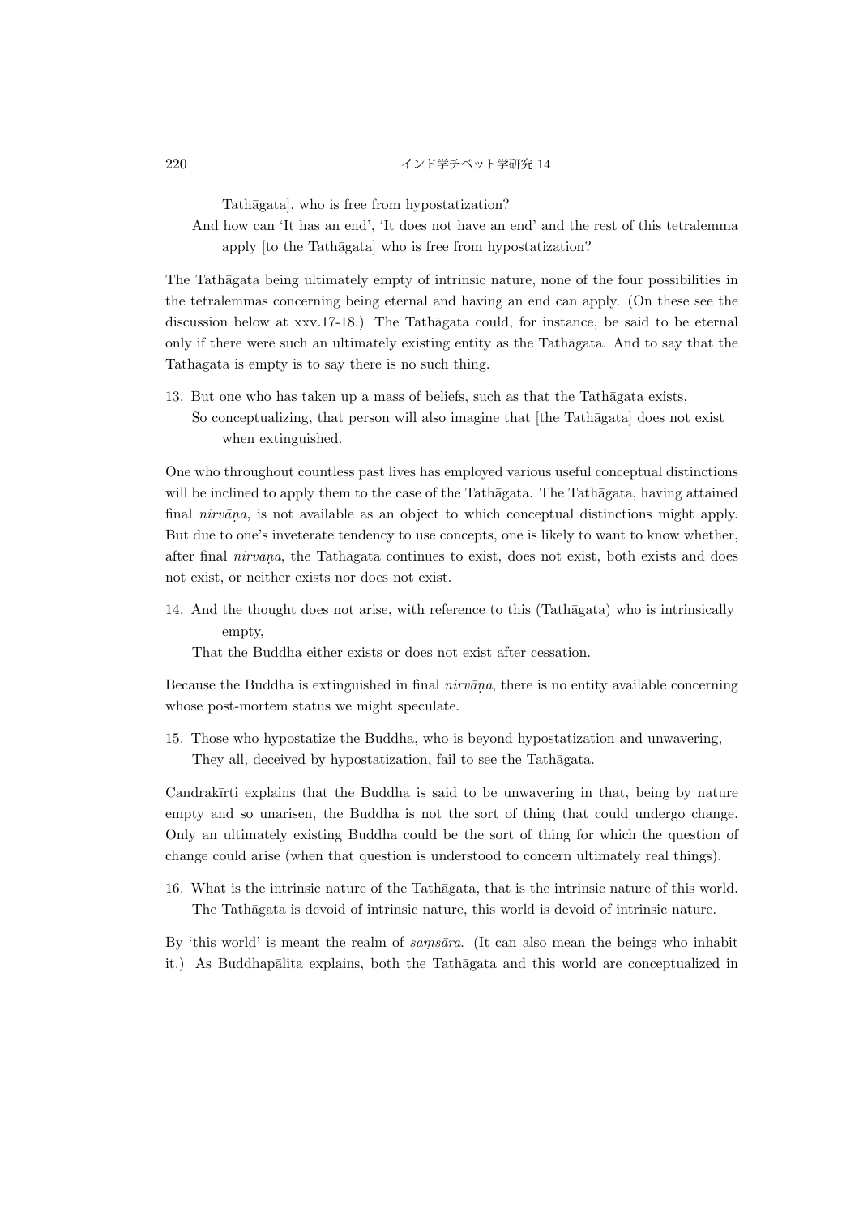Tathāgata], who is free from hypostatization?

And how can 'It has an end', 'It does not have an end' and the rest of this tetralemma apply [to the Tathāgata] who is free from hypostatization?

The Tathāgata being ultimately empty of intrinsic nature, none of the four possibilities in the tetralemmas concerning being eternal and having an end can apply. (On these see the discussion below at xxv.17-18.) The Tathāgata could, for instance, be said to be eternal only if there were such an ultimately existing entity as the Tathāgata. And to say that the Tathāgata is empty is to say there is no such thing.

13. But one who has taken up a mass of beliefs, such as that the Tathāgata exists,
    So conceptualizing, that person will also imagine that [the Tathāgata] does not exist when extinguished.

One who throughout countless past lives has employed various useful conceptual distinctions will be inclined to apply them to the case of the Tathāgata. The Tathāgata, having attained final *nirvāṇa*, is not available as an object to which conceptual distinctions might apply. But due to one's inveterate tendency to use concepts, one is likely to want to know whether, after final *nirvāṇa*, the Tathāgata continues to exist, does not exist, both exists and does not exist, or neither exists nor does not exist.

14. And the thought does not arise, with reference to this (Tathāgata) who is intrinsically empty,
    That the Buddha either exists or does not exist after cessation.

Because the Buddha is extinguished in final *nirvāṇa*, there is no entity available concerning whose post-mortem status we might speculate.

15. Those who hypostatize the Buddha, who is beyond hypostatization and unwavering,
    They all, deceived by hypostatization, fail to see the Tathāgata.

Candrakīrti explains that the Buddha is said to be unwavering in that, being by nature empty and so unarisen, the Buddha is not the sort of thing that could undergo change. Only an ultimately existing Buddha could be the sort of thing for which the question of change could arise (when that question is understood to concern ultimately real things).

16. What is the intrinsic nature of the Tathāgata, that is the intrinsic nature of this world.
    The Tathāgata is devoid of intrinsic nature, this world is devoid of intrinsic nature.

By 'this world' is meant the realm of *saṃsāra*. (It can also mean the beings who inhabit it.) As Buddhapālita explains, both the Tathāgata and this world are conceptualized in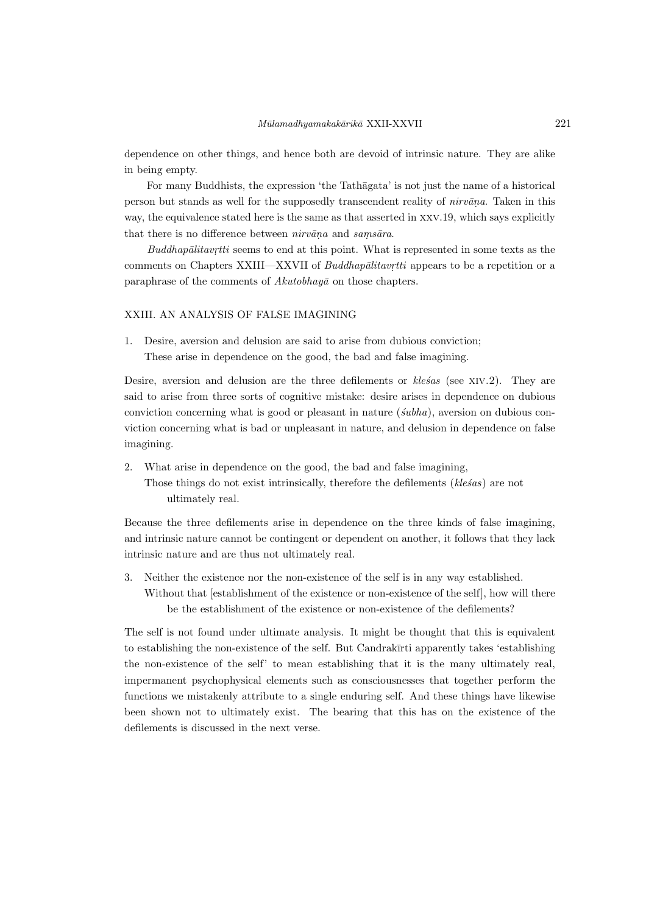dependence on other things, and hence both are devoid of intrinsic nature. They are alike in being empty.

For many Buddhists, the expression 'the Tathāgata' is not just the name of a historical person but stands as well for the supposedly transcendent reality of *nirvāṇa*. Taken in this way, the equivalence stated here is the same as that asserted in XXV.19, which says explicitly that there is no difference between *nirvāṇa* and *saṃsāra*.

*Buddhapālitavṛtti* seems to end at this point. What is represented in some texts as the comments on Chapters XXIII—XXVII of *Buddhapālitavṛtti* appears to be a repetition or a paraphrase of the comments of *Akutobhayā* on those chapters.

## XXIII. AN ANALYSIS OF FALSE IMAGINING

1. Desire, aversion and delusion are said to arise from dubious conviction;
   These arise in dependence on the good, the bad and false imagining.

Desire, aversion and delusion are the three defilements or *kleśas* (see XIV.2). They are said to arise from three sorts of cognitive mistake: desire arises in dependence on dubious conviction concerning what is good or pleasant in nature (*śubha*), aversion on dubious conviction concerning what is bad or unpleasant in nature, and delusion in dependence on false imagining.

2. What arise in dependence on the good, the bad and false imagining,
   Those things do not exist intrinsically, therefore the defilements (*kleśas*) are not ultimately real.

Because the three defilements arise in dependence on the three kinds of false imagining, and intrinsic nature cannot be contingent or dependent on another, it follows that they lack intrinsic nature and are thus not ultimately real.

3. Neither the existence nor the non-existence of the self is in any way established.
   Without that [establishment of the existence or non-existence of the self], how will there be the establishment of the existence or non-existence of the defilements?

The self is not found under ultimate analysis. It might be thought that this is equivalent to establishing the non-existence of the self. But Candrakīrti apparently takes 'establishing the non-existence of the self' to mean establishing that it is the many ultimately real, impermanent psychophysical elements such as consciousnesses that together perform the functions we mistakenly attribute to a single enduring self. And these things have likewise been shown not to ultimately exist. The bearing that this has on the existence of the defilements is discussed in the next verse.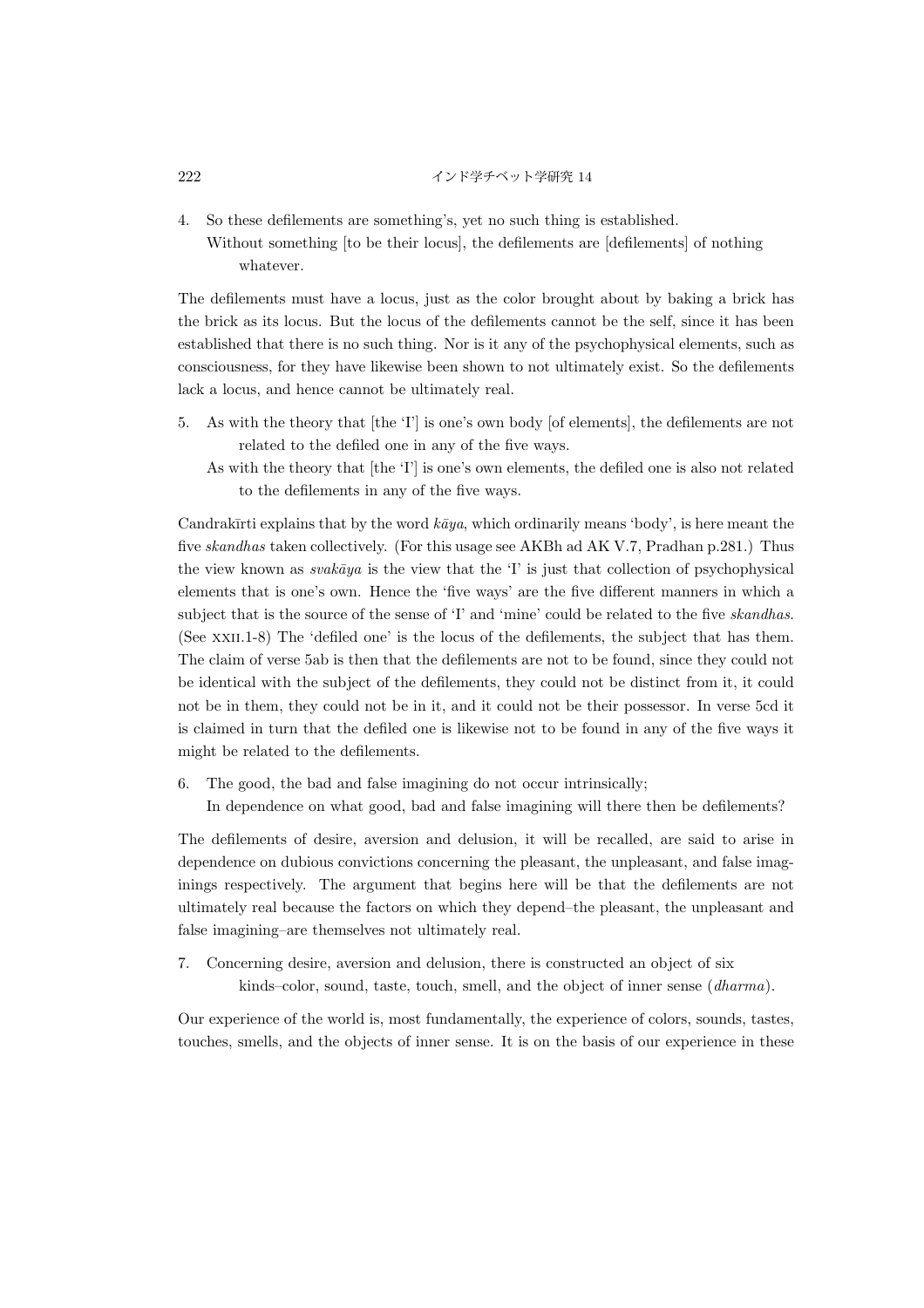4. So these defilements are something's, yet no such thing is established.
   Without something [to be their locus], the defilements are [defilements] of nothing whatever.

The defilements must have a locus, just as the color brought about by baking a brick has the brick as its locus. But the locus of the defilements cannot be the self, since it has been established that there is no such thing. Nor is it any of the psychophysical elements, such as consciousness, for they have likewise been shown to not ultimately exist. So the defilements lack a locus, and hence cannot be ultimately real.

5. As with the theory that [the 'I'] is one's own body [of elements], the defilements are not related to the defiled one in any of the five ways.
   As with the theory that [the 'I'] is one's own elements, the defiled one is also not related to the defilements in any of the five ways.

Candrakīrti explains that by the word *kāya*, which ordinarily means 'body', is here meant the five *skandhas* taken collectively. (For this usage see AKBh ad AK V.7, Pradhan p.281.) Thus the view known as *svakāya* is the view that the 'I' is just that collection of psychophysical elements that is one's own. Hence the 'five ways' are the five different manners in which a subject that is the source of the sense of 'I' and 'mine' could be related to the five *skandhas*. (See XXII.1-8) The 'defiled one' is the locus of the defilements, the subject that has them. The claim of verse 5ab is then that the defilements are not to be found, since they could not be identical with the subject of the defilements, they could not be distinct from it, it could not be in them, they could not be in it, and it could not be their possessor. In verse 5cd it is claimed in turn that the defiled one is likewise not to be found in any of the five ways it might be related to the defilements.

6. The good, the bad and false imagining do not occur intrinsically;
   In dependence on what good, bad and false imagining will there then be defilements?

The defilements of desire, aversion and delusion, it will be recalled, are said to arise in dependence on dubious convictions concerning the pleasant, the unpleasant, and false imaginings respectively. The argument that begins here will be that the defilements are not ultimately real because the factors on which they depend–the pleasant, the unpleasant and false imagining–are themselves not ultimately real.

7. Concerning desire, aversion and delusion, there is constructed an object of six kinds–color, sound, taste, touch, smell, and the object of inner sense (*dharma*).

Our experience of the world is, most fundamentally, the experience of colors, sounds, tastes, touches, smells, and the objects of inner sense. It is on the basis of our experience in these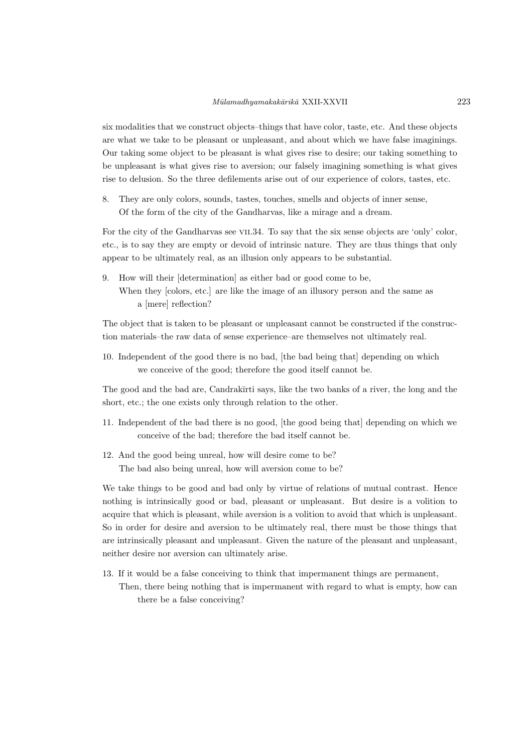six modalities that we construct objects–things that have color, taste, etc. And these objects are what we take to be pleasant or unpleasant, and about which we have false imaginings. Our taking some object to be pleasant is what gives rise to desire; our taking something to be unpleasant is what gives rise to aversion; our falsely imagining something is what gives rise to delusion. So the three defilements arise out of our experience of colors, tastes, etc.

8. They are only colors, sounds, tastes, touches, smells and objects of inner sense,
 Of the form of the city of the Gandharvas, like a mirage and a dream.

For the city of the Gandharvas see VII.34. To say that the six sense objects are 'only' color, etc., is to say they are empty or devoid of intrinsic nature. They are thus things that only appear to be ultimately real, as an illusion only appears to be substantial.

9. How will their [determination] as either bad or good come to be,
 When they [colors, etc.] are like the image of an illusory person and the same as a [mere] reflection?

The object that is taken to be pleasant or unpleasant cannot be constructed if the construction materials–the raw data of sense experience–are themselves not ultimately real.

10. Independent of the good there is no bad, [the bad being that] depending on which we conceive of the good; therefore the good itself cannot be.

The good and the bad are, Candrakīrti says, like the two banks of a river, the long and the short, etc.; the one exists only through relation to the other.

11. Independent of the bad there is no good, [the good being that] depending on which we conceive of the bad; therefore the bad itself cannot be.

12. And the good being unreal, how will desire come to be?
 The bad also being unreal, how will aversion come to be?

We take things to be good and bad only by virtue of relations of mutual contrast. Hence nothing is intrinsically good or bad, pleasant or unpleasant. But desire is a volition to acquire that which is pleasant, while aversion is a volition to avoid that which is unpleasant. So in order for desire and aversion to be ultimately real, there must be those things that are intrinsically pleasant and unpleasant. Given the nature of the pleasant and unpleasant, neither desire nor aversion can ultimately arise.

13. If it would be a false conceiving to think that impermanent things are permanent,
 Then, there being nothing that is impermanent with regard to what is empty, how can there be a false conceiving?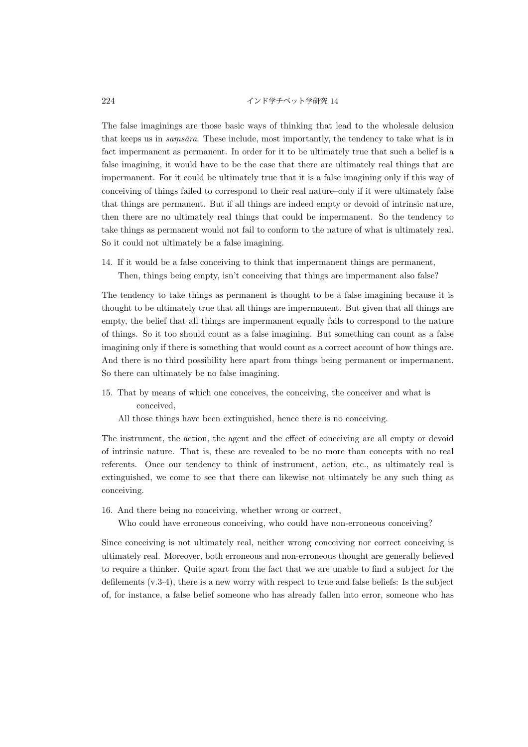The false imaginings are those basic ways of thinking that lead to the wholesale delusion that keeps us in *saṃsāra*. These include, most importantly, the tendency to take what is in fact impermanent as permanent. In order for it to be ultimately true that such a belief is a false imagining, it would have to be the case that there are ultimately real things that are impermanent. For it could be ultimately true that it is a false imagining only if this way of conceiving of things failed to correspond to their real nature–only if it were ultimately false that things are permanent. But if all things are indeed empty or devoid of intrinsic nature, then there are no ultimately real things that could be impermanent. So the tendency to take things as permanent would not fail to conform to the nature of what is ultimately real. So it could not ultimately be a false imagining.

14. If it would be a false conceiving to think that impermanent things are permanent,
    Then, things being empty, isn't conceiving that things are impermanent also false?

The tendency to take things as permanent is thought to be a false imagining because it is thought to be ultimately true that all things are impermanent. But given that all things are empty, the belief that all things are impermanent equally fails to correspond to the nature of things. So it too should count as a false imagining. But something can count as a false imagining only if there is something that would count as a correct account of how things are. And there is no third possibility here apart from things being permanent or impermanent. So there can ultimately be no false imagining.

15. That by means of which one conceives, the conceiving, the conceiver and what is conceived,
    All those things have been extinguished, hence there is no conceiving.

The instrument, the action, the agent and the effect of conceiving are all empty or devoid of intrinsic nature. That is, these are revealed to be no more than concepts with no real referents. Once our tendency to think of instrument, action, etc., as ultimately real is extinguished, we come to see that there can likewise not ultimately be any such thing as conceiving.

16. And there being no conceiving, whether wrong or correct,
    Who could have erroneous conceiving, who could have non-erroneous conceiving?

Since conceiving is not ultimately real, neither wrong conceiving nor correct conceiving is ultimately real. Moreover, both erroneous and non-erroneous thought are generally believed to require a thinker. Quite apart from the fact that we are unable to find a subject for the defilements (v.3-4), there is a new worry with respect to true and false beliefs: Is the subject of, for instance, a false belief someone who has already fallen into error, someone who has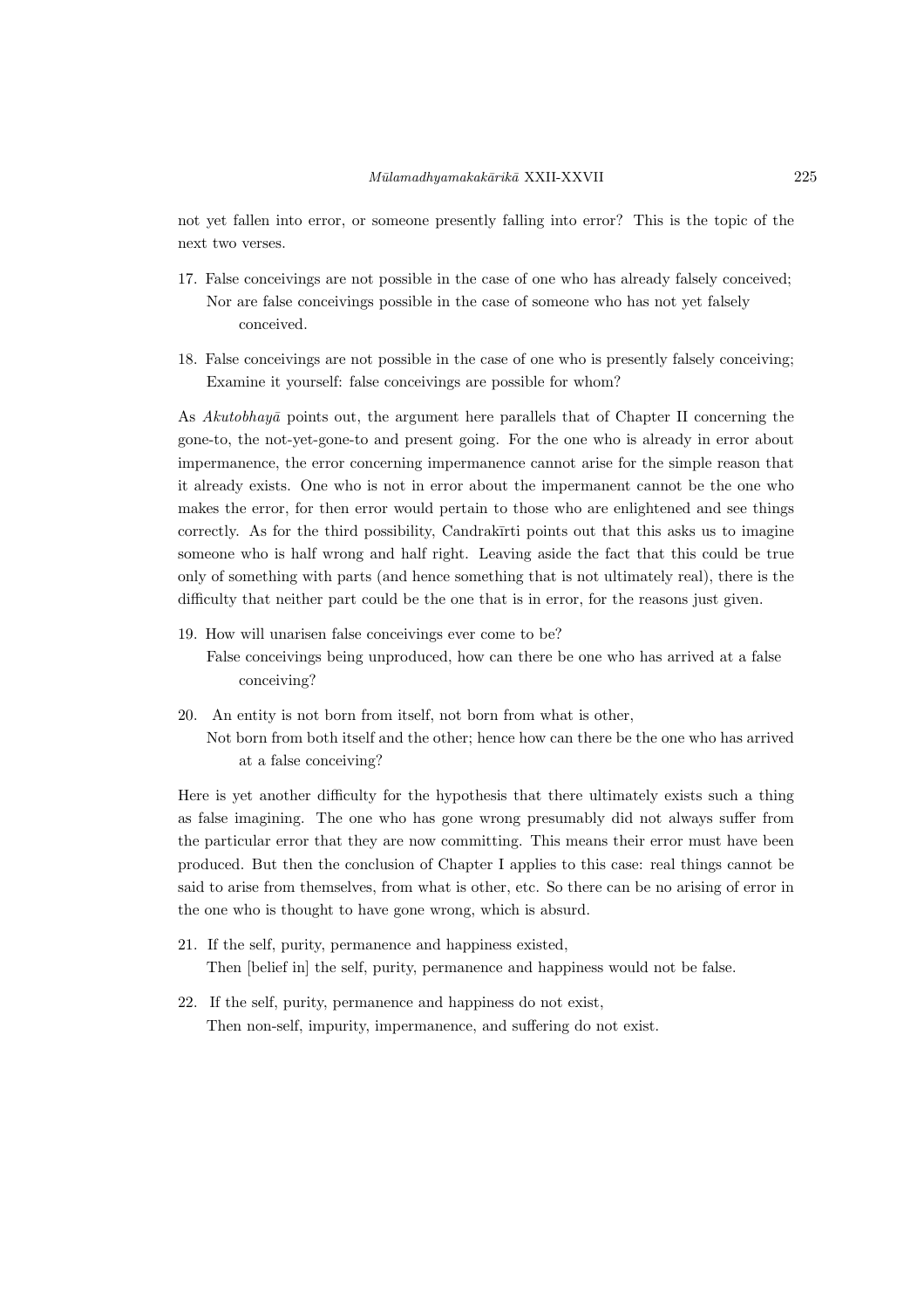not yet fallen into error, or someone presently falling into error? This is the topic of the next two verses.

17. False conceivings are not possible in the case of one who has already falsely conceived;
    Nor are false conceivings possible in the case of someone who has not yet falsely conceived.

18. False conceivings are not possible in the case of one who is presently falsely conceiving;
    Examine it yourself: false conceivings are possible for whom?

As *Akutobhayā* points out, the argument here parallels that of Chapter II concerning the gone-to, the not-yet-gone-to and present going. For the one who is already in error about impermanence, the error concerning impermanence cannot arise for the simple reason that it already exists. One who is not in error about the impermanent cannot be the one who makes the error, for then error would pertain to those who are enlightened and see things correctly. As for the third possibility, Candrakīrti points out that this asks us to imagine someone who is half wrong and half right. Leaving aside the fact that this could be true only of something with parts (and hence something that is not ultimately real), there is the difficulty that neither part could be the one that is in error, for the reasons just given.

19. How will unarisen false conceivings ever come to be?
    False conceivings being unproduced, how can there be one who has arrived at a false conceiving?

20. An entity is not born from itself, not born from what is other,
    Not born from both itself and the other; hence how can there be the one who has arrived at a false conceiving?

Here is yet another difficulty for the hypothesis that there ultimately exists such a thing as false imagining. The one who has gone wrong presumably did not always suffer from the particular error that they are now committing. This means their error must have been produced. But then the conclusion of Chapter I applies to this case: real things cannot be said to arise from themselves, from what is other, etc. So there can be no arising of error in the one who is thought to have gone wrong, which is absurd.

21. If the self, purity, permanence and happiness existed,
    Then [belief in] the self, purity, permanence and happiness would not be false.

22. If the self, purity, permanence and happiness do not exist,
    Then non-self, impurity, impermanence, and suffering do not exist.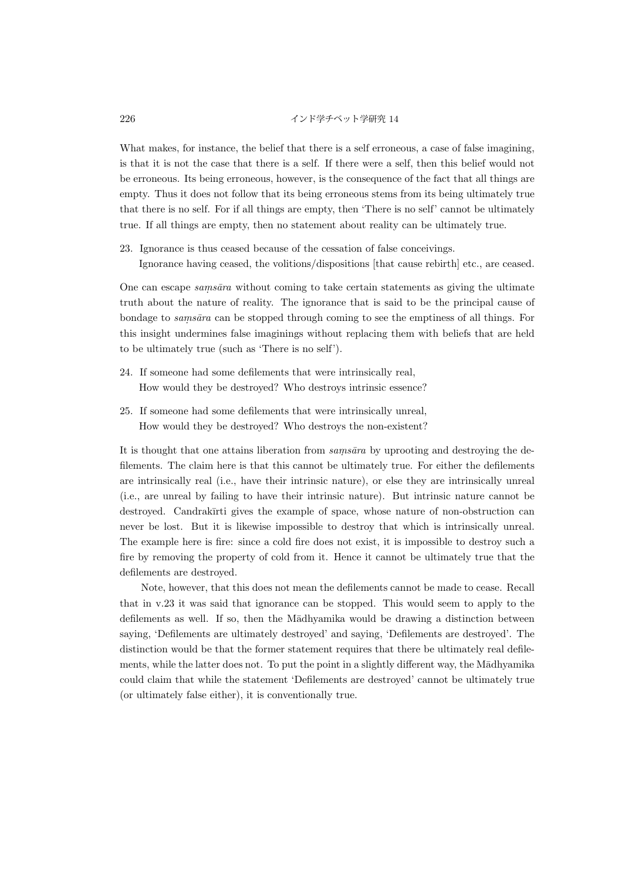What makes, for instance, the belief that there is a self erroneous, a case of false imagining, is that it is not the case that there is a self. If there were a self, then this belief would not be erroneous. Its being erroneous, however, is the consequence of the fact that all things are empty. Thus it does not follow that its being erroneous stems from its being ultimately true that there is no self. For if all things are empty, then 'There is no self' cannot be ultimately true. If all things are empty, then no statement about reality can be ultimately true.

23. Ignorance is thus ceased because of the cessation of false conceivings.
    Ignorance having ceased, the volitions/dispositions [that cause rebirth] etc., are ceased.

One can escape *saṃsāra* without coming to take certain statements as giving the ultimate truth about the nature of reality. The ignorance that is said to be the principal cause of bondage to *saṃsāra* can be stopped through coming to see the emptiness of all things. For this insight undermines false imaginings without replacing them with beliefs that are held to be ultimately true (such as 'There is no self').

24. If someone had some defilements that were intrinsically real,
    How would they be destroyed? Who destroys intrinsic essence?

25. If someone had some defilements that were intrinsically unreal,
    How would they be destroyed? Who destroys the non-existent?

It is thought that one attains liberation from *saṃsāra* by uprooting and destroying the defilements. The claim here is that this cannot be ultimately true. For either the defilements are intrinsically real (i.e., have their intrinsic nature), or else they are intrinsically unreal (i.e., are unreal by failing to have their intrinsic nature). But intrinsic nature cannot be destroyed. Candrakīrti gives the example of space, whose nature of non-obstruction can never be lost. But it is likewise impossible to destroy that which is intrinsically unreal. The example here is fire: since a cold fire does not exist, it is impossible to destroy such a fire by removing the property of cold from it. Hence it cannot be ultimately true that the defilements are destroyed.

Note, however, that this does not mean the defilements cannot be made to cease. Recall that in v.23 it was said that ignorance can be stopped. This would seem to apply to the defilements as well. If so, then the Mādhyamika would be drawing a distinction between saying, 'Defilements are ultimately destroyed' and saying, 'Defilements are destroyed'. The distinction would be that the former statement requires that there be ultimately real defilements, while the latter does not. To put the point in a slightly different way, the Mādhyamika could claim that while the statement 'Defilements are destroyed' cannot be ultimately true (or ultimately false either), it is conventionally true.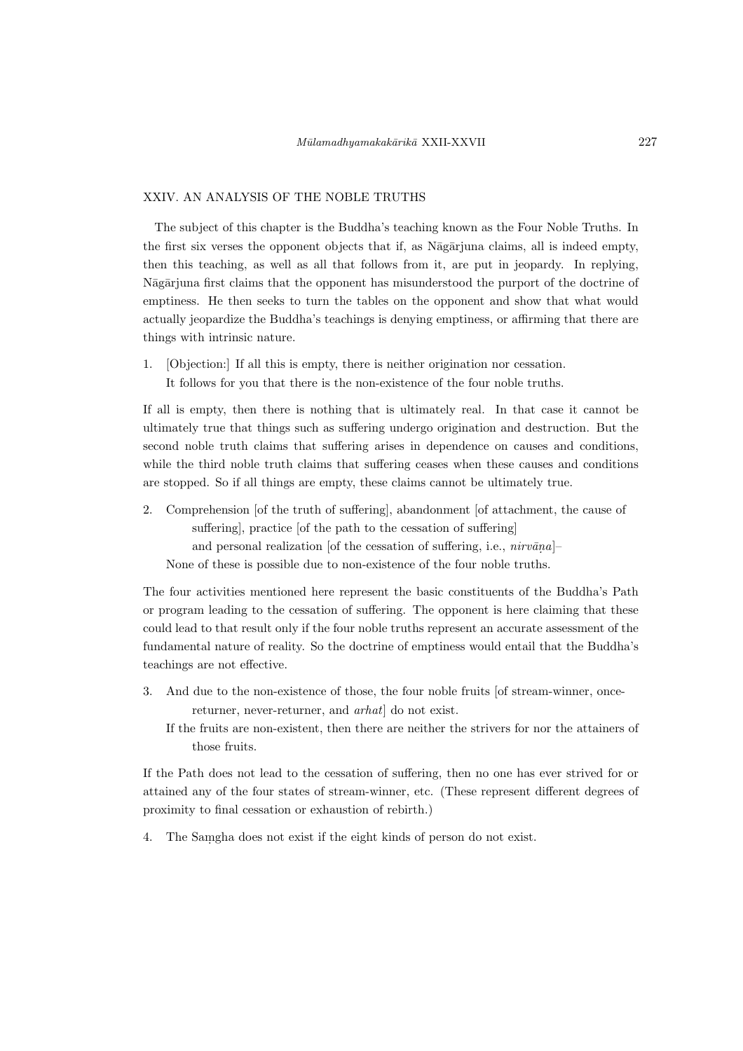## XXIV. AN ANALYSIS OF THE NOBLE TRUTHS

The subject of this chapter is the Buddha's teaching known as the Four Noble Truths. In the first six verses the opponent objects that if, as Nāgārjuna claims, all is indeed empty, then this teaching, as well as all that follows from it, are put in jeopardy. In replying, Nāgārjuna first claims that the opponent has misunderstood the purport of the doctrine of emptiness. He then seeks to turn the tables on the opponent and show that what would actually jeopardize the Buddha's teachings is denying emptiness, or affirming that there are things with intrinsic nature.

1. [Objection:] If all this is empty, there is neither origination nor cessation.
   It follows for you that there is the non-existence of the four noble truths.

If all is empty, then there is nothing that is ultimately real. In that case it cannot be ultimately true that things such as suffering undergo origination and destruction. But the second noble truth claims that suffering arises in dependence on causes and conditions, while the third noble truth claims that suffering ceases when these causes and conditions are stopped. So if all things are empty, these claims cannot be ultimately true.

2. Comprehension [of the truth of suffering], abandonment [of attachment, the cause of suffering], practice [of the path to the cessation of suffering]
   and personal realization [of the cessation of suffering, i.e., *nirvāṇa*]–
   None of these is possible due to non-existence of the four noble truths.

The four activities mentioned here represent the basic constituents of the Buddha's Path or program leading to the cessation of suffering. The opponent is here claiming that these could lead to that result only if the four noble truths represent an accurate assessment of the fundamental nature of reality. So the doctrine of emptiness would entail that the Buddha's teachings are not effective.

3. And due to the non-existence of those, the four noble fruits [of stream-winner, once-returner, never-returner, and *arhat*] do not exist.
   If the fruits are non-existent, then there are neither the strivers for nor the attainers of those fruits.

If the Path does not lead to the cessation of suffering, then no one has ever strived for or attained any of the four states of stream-winner, etc. (These represent different degrees of proximity to final cessation or exhaustion of rebirth.)

4. The Saṃgha does not exist if the eight kinds of person do not exist.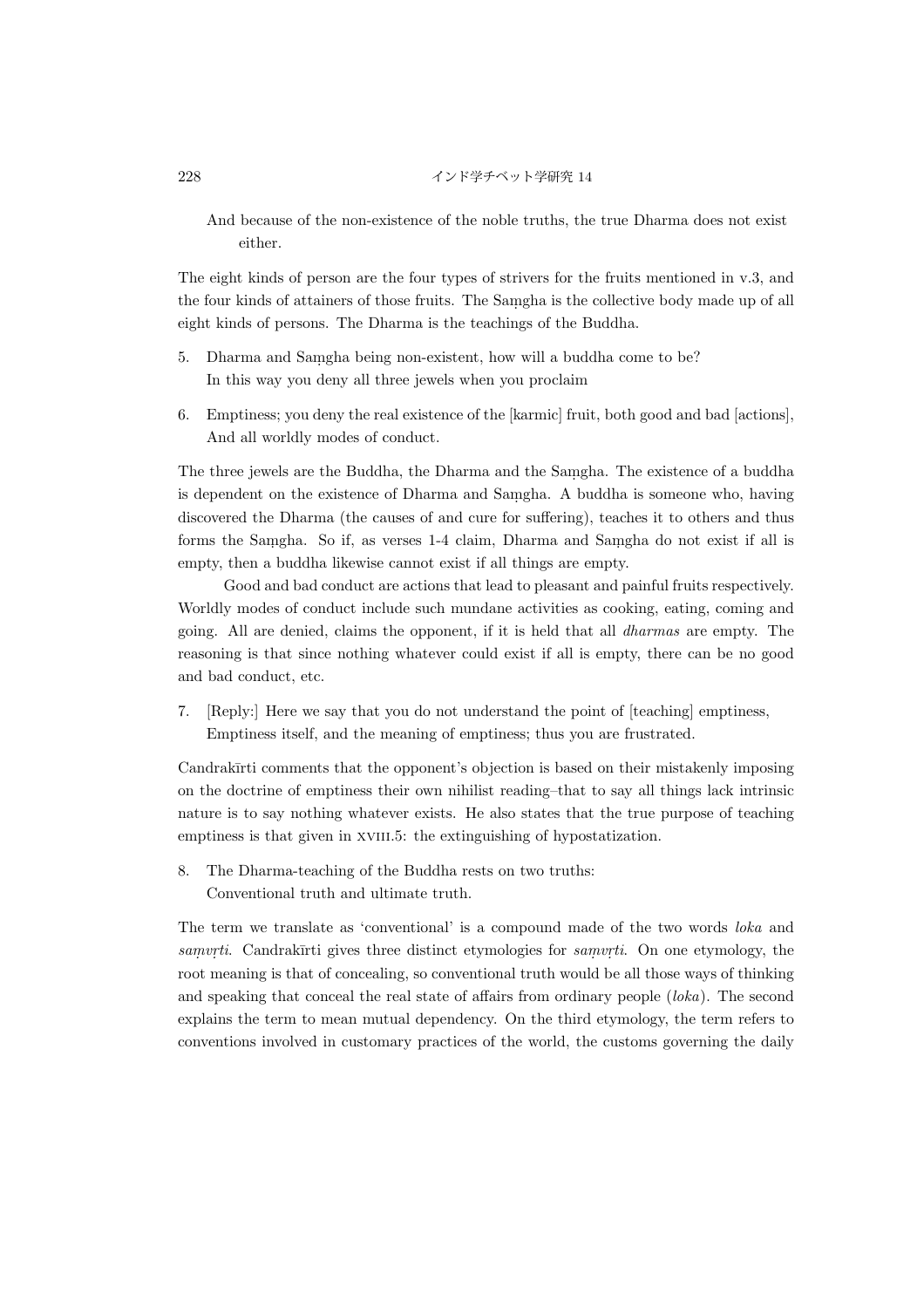And because of the non-existence of the noble truths, the true Dharma does not exist either.

The eight kinds of person are the four types of strivers for the fruits mentioned in v.3, and the four kinds of attainers of those fruits. The Saṃgha is the collective body made up of all eight kinds of persons. The Dharma is the teachings of the Buddha.

5. Dharma and Saṃgha being non-existent, how will a buddha come to be?
   In this way you deny all three jewels when you proclaim

6. Emptiness; you deny the real existence of the [karmic] fruit, both good and bad [actions],
   And all worldly modes of conduct.

The three jewels are the Buddha, the Dharma and the Saṃgha. The existence of a buddha is dependent on the existence of Dharma and Saṃgha. A buddha is someone who, having discovered the Dharma (the causes of and cure for suffering), teaches it to others and thus forms the Saṃgha. So if, as verses 1-4 claim, Dharma and Saṃgha do not exist if all is empty, then a buddha likewise cannot exist if all things are empty.

Good and bad conduct are actions that lead to pleasant and painful fruits respectively. Worldly modes of conduct include such mundane activities as cooking, eating, coming and going. All are denied, claims the opponent, if it is held that all *dharmas* are empty. The reasoning is that since nothing whatever could exist if all is empty, there can be no good and bad conduct, etc.

7. [Reply:] Here we say that you do not understand the point of [teaching] emptiness,
   Emptiness itself, and the meaning of emptiness; thus you are frustrated.

Candrakīrti comments that the opponent's objection is based on their mistakenly imposing on the doctrine of emptiness their own nihilist reading–that to say all things lack intrinsic nature is to say nothing whatever exists. He also states that the true purpose of teaching emptiness is that given in XVIII.5: the extinguishing of hypostatization.

8. The Dharma-teaching of the Buddha rests on two truths:
   Conventional truth and ultimate truth.

The term we translate as 'conventional' is a compound made of the two words *loka* and *saṃvṛti*. Candrakīrti gives three distinct etymologies for *saṃvṛti*. On one etymology, the root meaning is that of concealing, so conventional truth would be all those ways of thinking and speaking that conceal the real state of affairs from ordinary people (*loka*). The second explains the term to mean mutual dependency. On the third etymology, the term refers to conventions involved in customary practices of the world, the customs governing the daily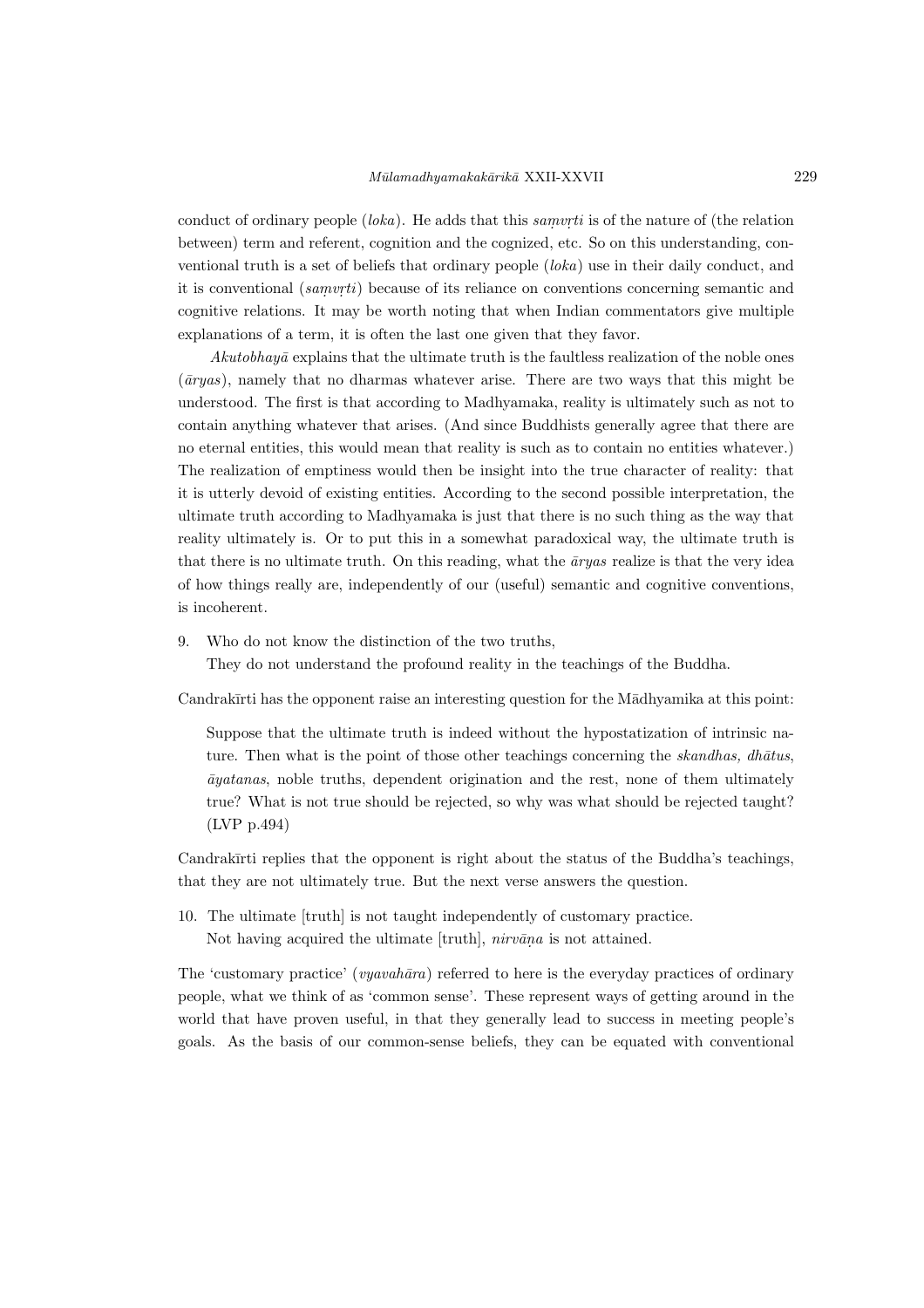conduct of ordinary people (*loka*). He adds that this *saṃvṛti* is of the nature of (the relation between) term and referent, cognition and the cognized, etc. So on this understanding, conventional truth is a set of beliefs that ordinary people (*loka*) use in their daily conduct, and it is conventional (*saṃvṛti*) because of its reliance on conventions concerning semantic and cognitive relations. It may be worth noting that when Indian commentators give multiple explanations of a term, it is often the last one given that they favor.

*Akutobhayā* explains that the ultimate truth is the faultless realization of the noble ones (*āryas*), namely that no dharmas whatever arise. There are two ways that this might be understood. The first is that according to Madhyamaka, reality is ultimately such as not to contain anything whatever that arises. (And since Buddhists generally agree that there are no eternal entities, this would mean that reality is such as to contain no entities whatever.) The realization of emptiness would then be insight into the true character of reality: that it is utterly devoid of existing entities. According to the second possible interpretation, the ultimate truth according to Madhyamaka is just that there is no such thing as the way that reality ultimately is. Or to put this in a somewhat paradoxical way, the ultimate truth is that there is no ultimate truth. On this reading, what the *āryas* realize is that the very idea of how things really are, independently of our (useful) semantic and cognitive conventions, is incoherent.

9. Who do not know the distinction of the two truths,
   They do not understand the profound reality in the teachings of the Buddha.

Candrakīrti has the opponent raise an interesting question for the Mādhyamika at this point:

> Suppose that the ultimate truth is indeed without the hypostatization of intrinsic nature. Then what is the point of those other teachings concerning the *skandhas, dhātus*, *āyatanas*, noble truths, dependent origination and the rest, none of them ultimately true? What is not true should be rejected, so why was what should be rejected taught? (LVP p.494)

Candrakīrti replies that the opponent is right about the status of the Buddha's teachings, that they are not ultimately true. But the next verse answers the question.

10. The ultimate [truth] is not taught independently of customary practice.
    Not having acquired the ultimate [truth], *nirvāṇa* is not attained.

The 'customary practice' (*vyavahāra*) referred to here is the everyday practices of ordinary people, what we think of as 'common sense'. These represent ways of getting around in the world that have proven useful, in that they generally lead to success in meeting people's goals. As the basis of our common-sense beliefs, they can be equated with conventional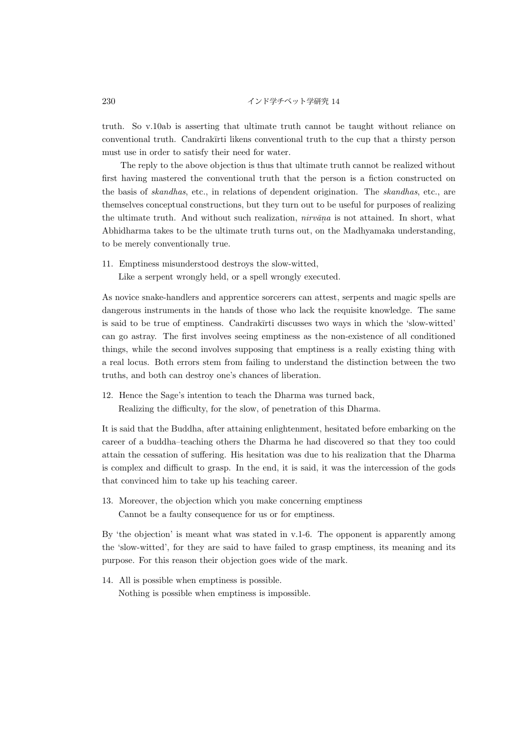truth. So v.10ab is asserting that ultimate truth cannot be taught without reliance on conventional truth. Candrakīrti likens conventional truth to the cup that a thirsty person must use in order to satisfy their need for water.

The reply to the above objection is thus that ultimate truth cannot be realized without first having mastered the conventional truth that the person is a fiction constructed on the basis of *skandhas*, etc., in relations of dependent origination. The *skandhas*, etc., are themselves conceptual constructions, but they turn out to be useful for purposes of realizing the ultimate truth. And without such realization, *nirvāṇa* is not attained. In short, what Abhidharma takes to be the ultimate truth turns out, on the Madhyamaka understanding, to be merely conventionally true.

11. Emptiness misunderstood destroys the slow-witted,
    Like a serpent wrongly held, or a spell wrongly executed.

As novice snake-handlers and apprentice sorcerers can attest, serpents and magic spells are dangerous instruments in the hands of those who lack the requisite knowledge. The same is said to be true of emptiness. Candrakīrti discusses two ways in which the 'slow-witted' can go astray. The first involves seeing emptiness as the non-existence of all conditioned things, while the second involves supposing that emptiness is a really existing thing with a real locus. Both errors stem from failing to understand the distinction between the two truths, and both can destroy one's chances of liberation.

12. Hence the Sage's intention to teach the Dharma was turned back,
    Realizing the difficulty, for the slow, of penetration of this Dharma.

It is said that the Buddha, after attaining enlightenment, hesitated before embarking on the career of a buddha–teaching others the Dharma he had discovered so that they too could attain the cessation of suffering. His hesitation was due to his realization that the Dharma is complex and difficult to grasp. In the end, it is said, it was the intercession of the gods that convinced him to take up his teaching career.

13. Moreover, the objection which you make concerning emptiness
    Cannot be a faulty consequence for us or for emptiness.

By 'the objection' is meant what was stated in v.1-6. The opponent is apparently among the 'slow-witted', for they are said to have failed to grasp emptiness, its meaning and its purpose. For this reason their objection goes wide of the mark.

14. All is possible when emptiness is possible.
    Nothing is possible when emptiness is impossible.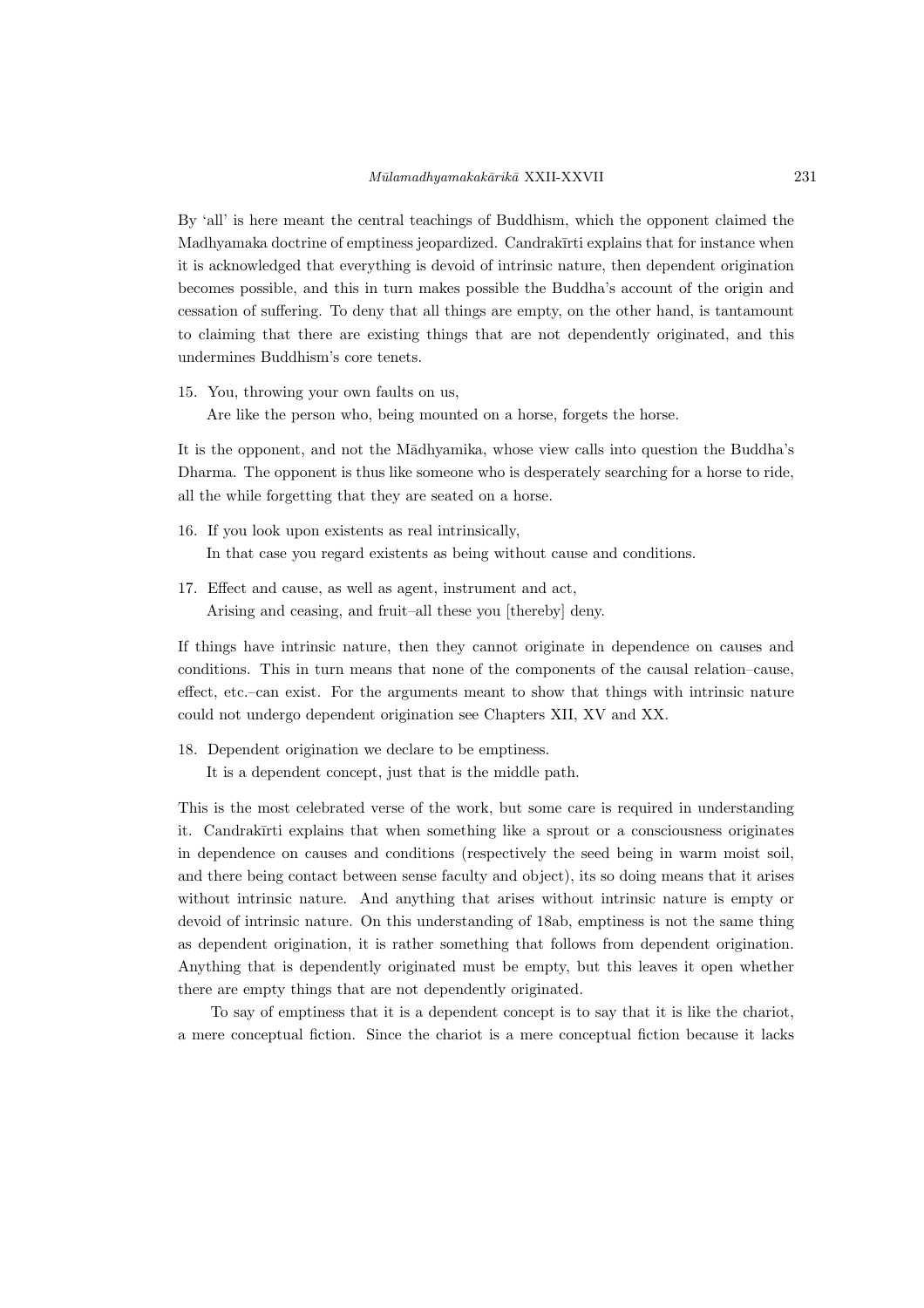By 'all' is here meant the central teachings of Buddhism, which the opponent claimed the Madhyamaka doctrine of emptiness jeopardized. Candrakīrti explains that for instance when it is acknowledged that everything is devoid of intrinsic nature, then dependent origination becomes possible, and this in turn makes possible the Buddha's account of the origin and cessation of suffering. To deny that all things are empty, on the other hand, is tantamount to claiming that there are existing things that are not dependently originated, and this undermines Buddhism's core tenets.

15. You, throwing your own faults on us,
    Are like the person who, being mounted on a horse, forgets the horse.

It is the opponent, and not the Mādhyamika, whose view calls into question the Buddha's Dharma. The opponent is thus like someone who is desperately searching for a horse to ride, all the while forgetting that they are seated on a horse.

16. If you look upon existents as real intrinsically,
    In that case you regard existents as being without cause and conditions.

17. Effect and cause, as well as agent, instrument and act,
    Arising and ceasing, and fruit–all these you [thereby] deny.

If things have intrinsic nature, then they cannot originate in dependence on causes and conditions. This in turn means that none of the components of the causal relation–cause, effect, etc.–can exist. For the arguments meant to show that things with intrinsic nature could not undergo dependent origination see Chapters XII, XV and XX.

18. Dependent origination we declare to be emptiness.
    It is a dependent concept, just that is the middle path.

This is the most celebrated verse of the work, but some care is required in understanding it. Candrakīrti explains that when something like a sprout or a consciousness originates in dependence on causes and conditions (respectively the seed being in warm moist soil, and there being contact between sense faculty and object), its so doing means that it arises without intrinsic nature. And anything that arises without intrinsic nature is empty or devoid of intrinsic nature. On this understanding of 18ab, emptiness is not the same thing as dependent origination, it is rather something that follows from dependent origination. Anything that is dependently originated must be empty, but this leaves it open whether there are empty things that are not dependently originated.

To say of emptiness that it is a dependent concept is to say that it is like the chariot, a mere conceptual fiction. Since the chariot is a mere conceptual fiction because it lacks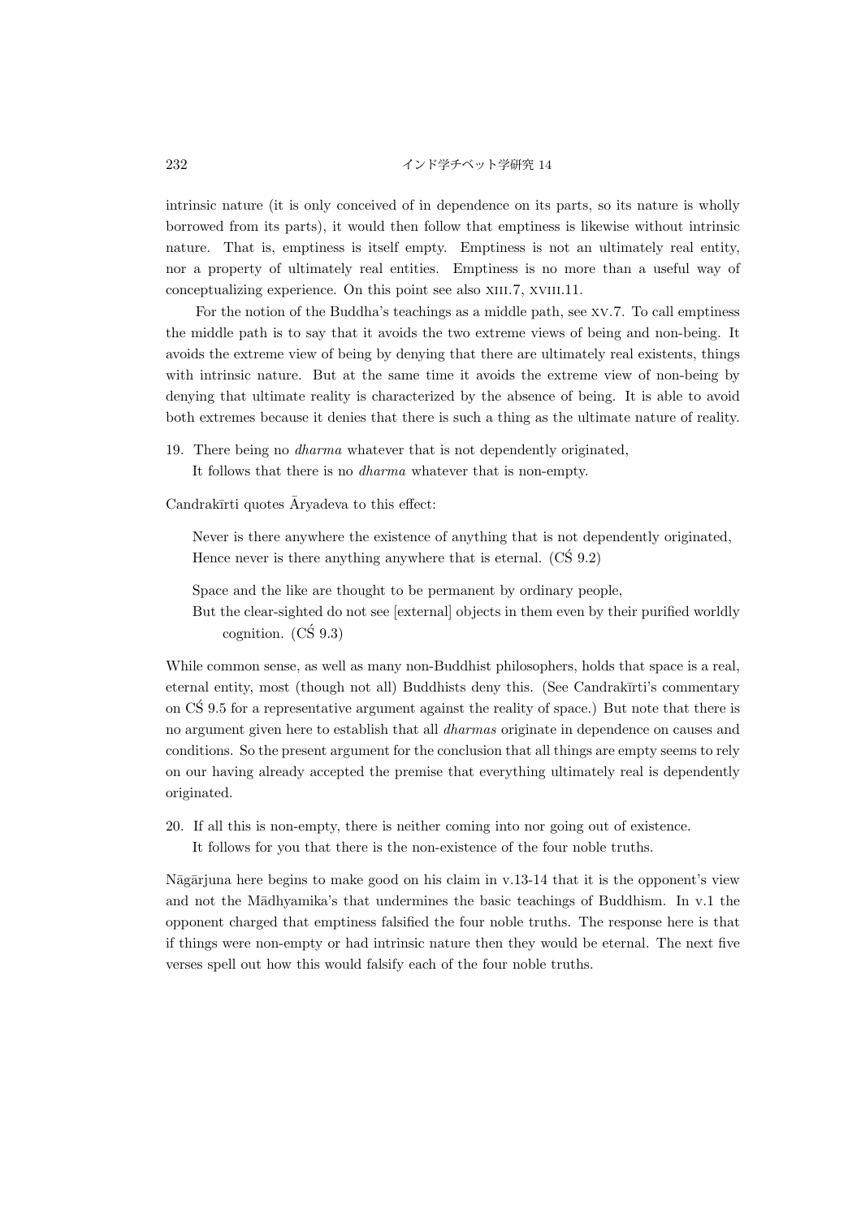intrinsic nature (it is only conceived of in dependence on its parts, so its nature is wholly borrowed from its parts), it would then follow that emptiness is likewise without intrinsic nature. That is, emptiness is itself empty. Emptiness is not an ultimately real entity, nor a property of ultimately real entities. Emptiness is no more than a useful way of conceptualizing experience. On this point see also XIII.7, XVIII.11.

For the notion of the Buddha's teachings as a middle path, see XV.7. To call emptiness the middle path is to say that it avoids the two extreme views of being and non-being. It avoids the extreme view of being by denying that there are ultimately real existents, things with intrinsic nature. But at the same time it avoids the extreme view of non-being by denying that ultimate reality is characterized by the absence of being. It is able to avoid both extremes because it denies that there is such a thing as the ultimate nature of reality.

19. There being no *dharma* whatever that is not dependently originated,
    It follows that there is no *dharma* whatever that is non-empty.

Candrakīrti quotes Āryadeva to this effect:

> Never is there anywhere the existence of anything that is not dependently originated,
> Hence never is there anything anywhere that is eternal. (CŚ 9.2)
>
> Space and the like are thought to be permanent by ordinary people,
> But the clear-sighted do not see [external] objects in them even by their purified worldly cognition. (CŚ 9.3)

While common sense, as well as many non-Buddhist philosophers, holds that space is a real, eternal entity, most (though not all) Buddhists deny this. (See Candrakīrti's commentary on CŚ 9.5 for a representative argument against the reality of space.) But note that there is no argument given here to establish that all *dharmas* originate in dependence on causes and conditions. So the present argument for the conclusion that all things are empty seems to rely on our having already accepted the premise that everything ultimately real is dependently originated.

20. If all this is non-empty, there is neither coming into nor going out of existence.
    It follows for you that there is the non-existence of the four noble truths.

Nāgārjuna here begins to make good on his claim in v.13-14 that it is the opponent's view and not the Mādhyamika's that undermines the basic teachings of Buddhism. In v.1 the opponent charged that emptiness falsified the four noble truths. The response here is that if things were non-empty or had intrinsic nature then they would be eternal. The next five verses spell out how this would falsify each of the four noble truths.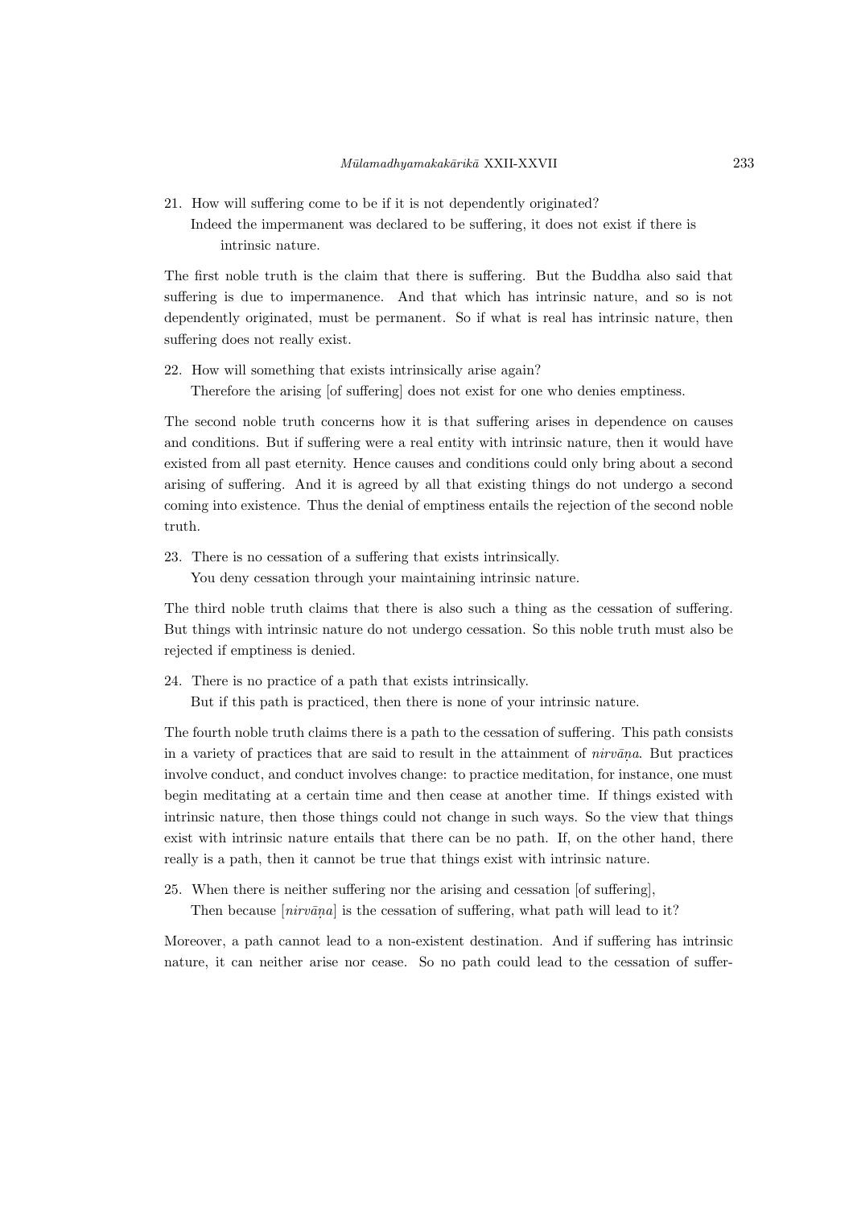21. How will suffering come to be if it is not dependently originated?
    Indeed the impermanent was declared to be suffering, it does not exist if there is intrinsic nature.

The first noble truth is the claim that there is suffering. But the Buddha also said that suffering is due to impermanence. And that which has intrinsic nature, and so is not dependently originated, must be permanent. So if what is real has intrinsic nature, then suffering does not really exist.

22. How will something that exists intrinsically arise again?
    Therefore the arising [of suffering] does not exist for one who denies emptiness.

The second noble truth concerns how it is that suffering arises in dependence on causes and conditions. But if suffering were a real entity with intrinsic nature, then it would have existed from all past eternity. Hence causes and conditions could only bring about a second arising of suffering. And it is agreed by all that existing things do not undergo a second coming into existence. Thus the denial of emptiness entails the rejection of the second noble truth.

23. There is no cessation of a suffering that exists intrinsically.
    You deny cessation through your maintaining intrinsic nature.

The third noble truth claims that there is also such a thing as the cessation of suffering. But things with intrinsic nature do not undergo cessation. So this noble truth must also be rejected if emptiness is denied.

24. There is no practice of a path that exists intrinsically.
    But if this path is practiced, then there is none of your intrinsic nature.

The fourth noble truth claims there is a path to the cessation of suffering. This path consists in a variety of practices that are said to result in the attainment of *nirvāṇa*. But practices involve conduct, and conduct involves change: to practice meditation, for instance, one must begin meditating at a certain time and then cease at another time. If things existed with intrinsic nature, then those things could not change in such ways. So the view that things exist with intrinsic nature entails that there can be no path. If, on the other hand, there really is a path, then it cannot be true that things exist with intrinsic nature.

25. When there is neither suffering nor the arising and cessation [of suffering],
    Then because [*nirvāṇa*] is the cessation of suffering, what path will lead to it?

Moreover, a path cannot lead to a non-existent destination. And if suffering has intrinsic nature, it can neither arise nor cease. So no path could lead to the cessation of suffer-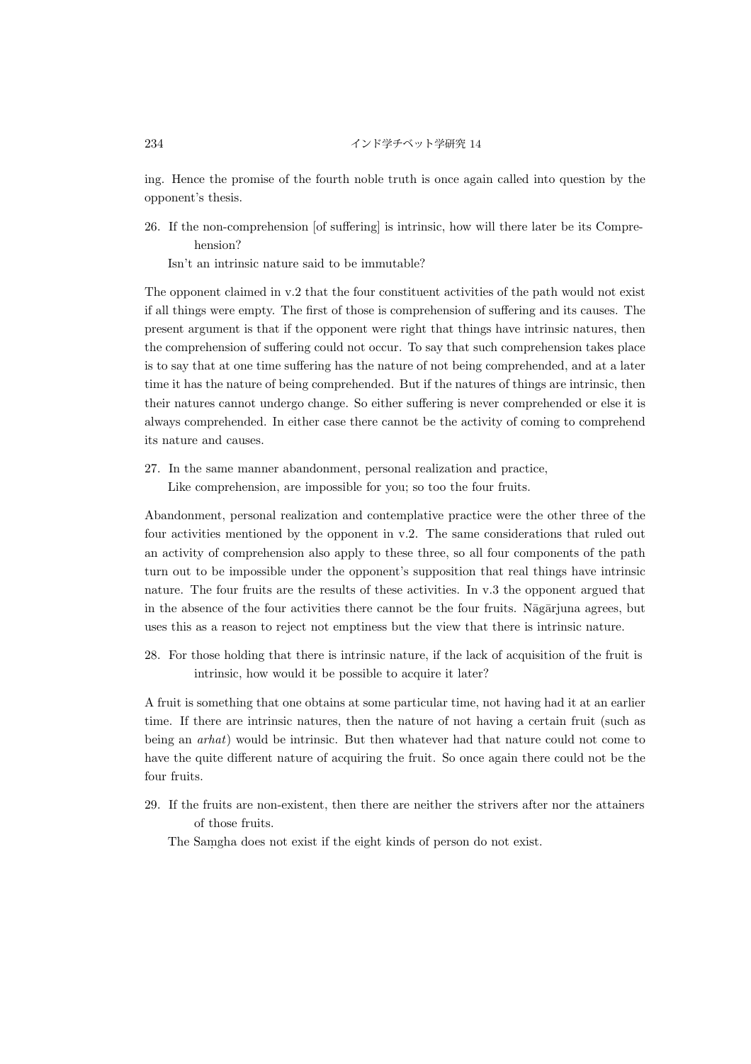ing. Hence the promise of the fourth noble truth is once again called into question by the opponent's thesis.

26. If the non-comprehension [of suffering] is intrinsic, how will there later be its Comprehension?
    Isn't an intrinsic nature said to be immutable?

The opponent claimed in v.2 that the four constituent activities of the path would not exist if all things were empty. The first of those is comprehension of suffering and its causes. The present argument is that if the opponent were right that things have intrinsic natures, then the comprehension of suffering could not occur. To say that such comprehension takes place is to say that at one time suffering has the nature of not being comprehended, and at a later time it has the nature of being comprehended. But if the natures of things are intrinsic, then their natures cannot undergo change. So either suffering is never comprehended or else it is always comprehended. In either case there cannot be the activity of coming to comprehend its nature and causes.

27. In the same manner abandonment, personal realization and practice,
    Like comprehension, are impossible for you; so too the four fruits.

Abandonment, personal realization and contemplative practice were the other three of the four activities mentioned by the opponent in v.2. The same considerations that ruled out an activity of comprehension also apply to these three, so all four components of the path turn out to be impossible under the opponent's supposition that real things have intrinsic nature. The four fruits are the results of these activities. In v.3 the opponent argued that in the absence of the four activities there cannot be the four fruits. Nāgārjuna agrees, but uses this as a reason to reject not emptiness but the view that there is intrinsic nature.

28. For those holding that there is intrinsic nature, if the lack of acquisition of the fruit is intrinsic, how would it be possible to acquire it later?

A fruit is something that one obtains at some particular time, not having had it at an earlier time. If there are intrinsic natures, then the nature of not having a certain fruit (such as being an *arhat*) would be intrinsic. But then whatever had that nature could not come to have the quite different nature of acquiring the fruit. So once again there could not be the four fruits.

29. If the fruits are non-existent, then there are neither the strivers after nor the attainers of those fruits.
    The Saṃgha does not exist if the eight kinds of person do not exist.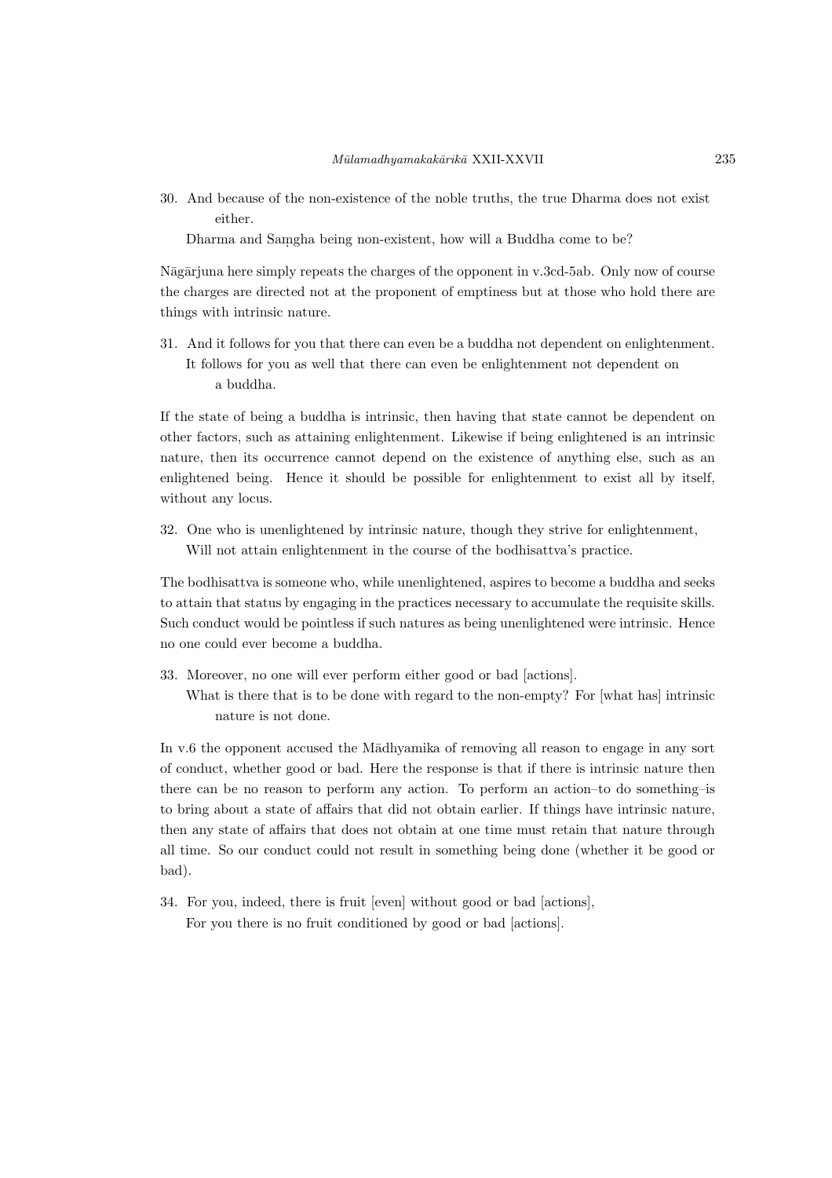30. And because of the non-existence of the noble truths, the true Dharma does not exist either.
    Dharma and Saṃgha being non-existent, how will a Buddha come to be?

Nāgārjuna here simply repeats the charges of the opponent in v.3cd-5ab. Only now of course the charges are directed not at the proponent of emptiness but at those who hold there are things with intrinsic nature.

31. And it follows for you that there can even be a buddha not dependent on enlightenment.
    It follows for you as well that there can even be enlightenment not dependent on a buddha.

If the state of being a buddha is intrinsic, then having that state cannot be dependent on other factors, such as attaining enlightenment. Likewise if being enlightened is an intrinsic nature, then its occurrence cannot depend on the existence of anything else, such as an enlightened being. Hence it should be possible for enlightenment to exist all by itself, without any locus.

32. One who is unenlightened by intrinsic nature, though they strive for enlightenment,
    Will not attain enlightenment in the course of the bodhisattva's practice.

The bodhisattva is someone who, while unenlightened, aspires to become a buddha and seeks to attain that status by engaging in the practices necessary to accumulate the requisite skills. Such conduct would be pointless if such natures as being unenlightened were intrinsic. Hence no one could ever become a buddha.

33. Moreover, no one will ever perform either good or bad [actions].
    What is there that is to be done with regard to the non-empty? For [what has] intrinsic nature is not done.

In v.6 the opponent accused the Mādhyamika of removing all reason to engage in any sort of conduct, whether good or bad. Here the response is that if there is intrinsic nature then there can be no reason to perform any action. To perform an action–to do something–is to bring about a state of affairs that did not obtain earlier. If things have intrinsic nature, then any state of affairs that does not obtain at one time must retain that nature through all time. So our conduct could not result in something being done (whether it be good or bad).

34. For you, indeed, there is fruit [even] without good or bad [actions],
    For you there is no fruit conditioned by good or bad [actions].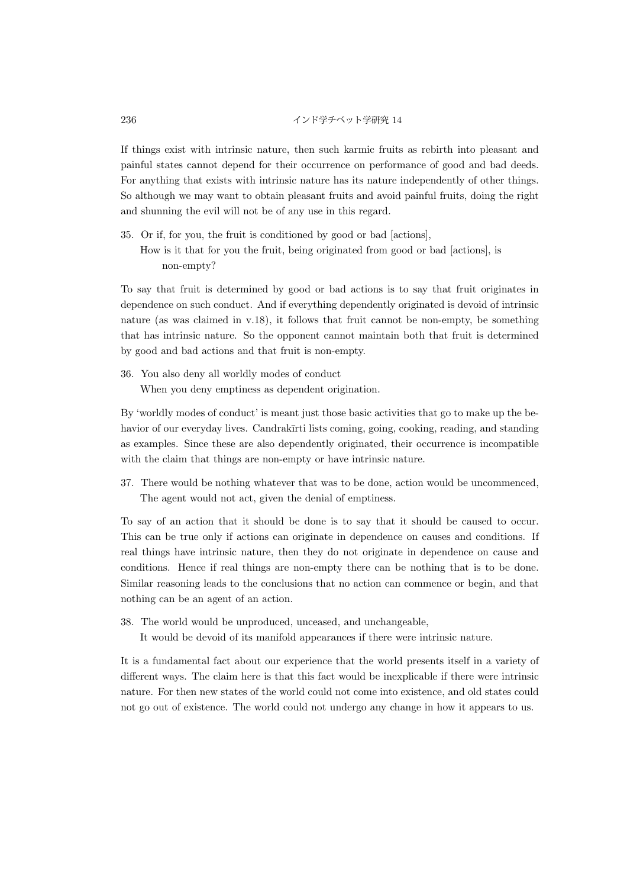If things exist with intrinsic nature, then such karmic fruits as rebirth into pleasant and painful states cannot depend for their occurrence on performance of good and bad deeds. For anything that exists with intrinsic nature has its nature independently of other things. So although we may want to obtain pleasant fruits and avoid painful fruits, doing the right and shunning the evil will not be of any use in this regard.

35. Or if, for you, the fruit is conditioned by good or bad [actions],
    How is it that for you the fruit, being originated from good or bad [actions], is non-empty?

To say that fruit is determined by good or bad actions is to say that fruit originates in dependence on such conduct. And if everything dependently originated is devoid of intrinsic nature (as was claimed in v.18), it follows that fruit cannot be non-empty, be something that has intrinsic nature. So the opponent cannot maintain both that fruit is determined by good and bad actions and that fruit is non-empty.

36. You also deny all worldly modes of conduct
    When you deny emptiness as dependent origination.

By 'worldly modes of conduct' is meant just those basic activities that go to make up the behavior of our everyday lives. Candrakīrti lists coming, going, cooking, reading, and standing as examples. Since these are also dependently originated, their occurrence is incompatible with the claim that things are non-empty or have intrinsic nature.

37. There would be nothing whatever that was to be done, action would be uncommenced,
    The agent would not act, given the denial of emptiness.

To say of an action that it should be done is to say that it should be caused to occur. This can be true only if actions can originate in dependence on causes and conditions. If real things have intrinsic nature, then they do not originate in dependence on cause and conditions. Hence if real things are non-empty there can be nothing that is to be done. Similar reasoning leads to the conclusions that no action can commence or begin, and that nothing can be an agent of an action.

38. The world would be unproduced, unceased, and unchangeable,
    It would be devoid of its manifold appearances if there were intrinsic nature.

It is a fundamental fact about our experience that the world presents itself in a variety of different ways. The claim here is that this fact would be inexplicable if there were intrinsic nature. For then new states of the world could not come into existence, and old states could not go out of existence. The world could not undergo any change in how it appears to us.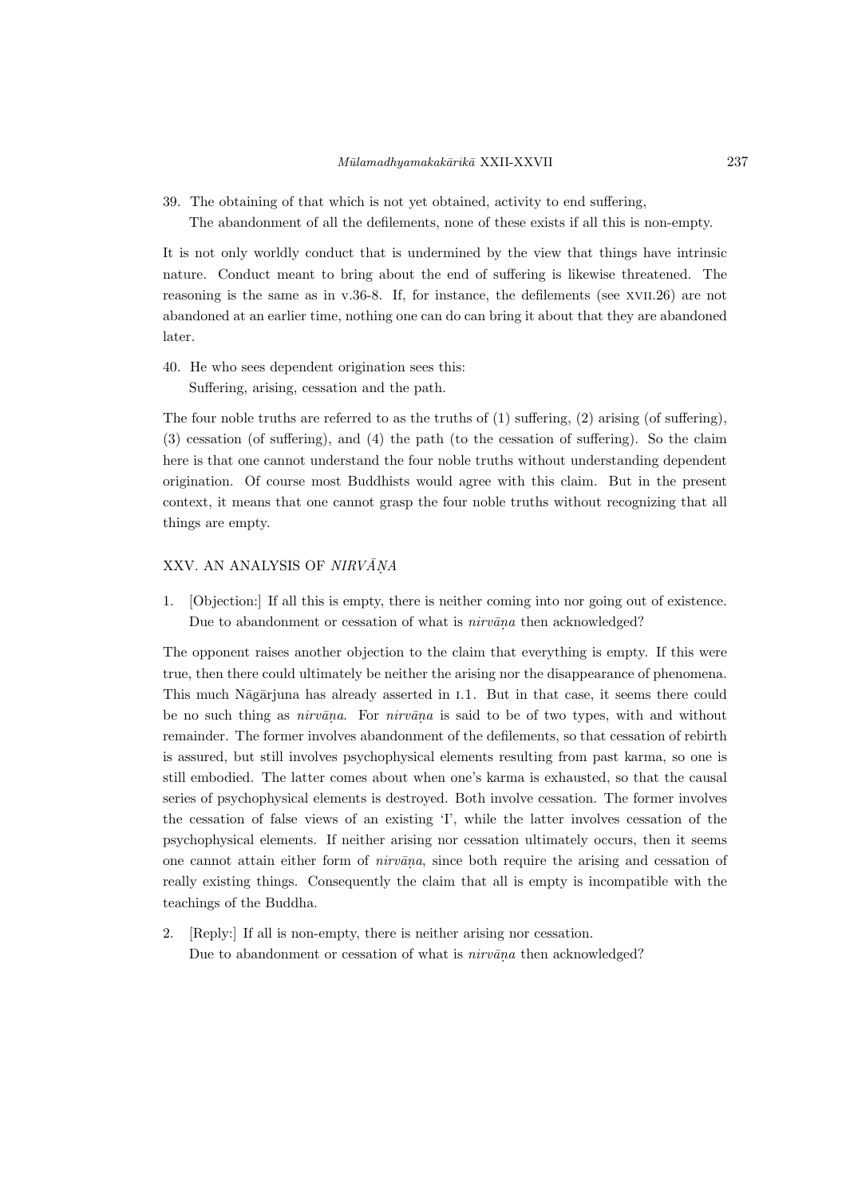39. The obtaining of that which is not yet obtained, activity to end suffering,
    The abandonment of all the defilements, none of these exists if all this is non-empty.

It is not only worldly conduct that is undermined by the view that things have intrinsic nature. Conduct meant to bring about the end of suffering is likewise threatened. The reasoning is the same as in v.36-8. If, for instance, the defilements (see xvii.26) are not abandoned at an earlier time, nothing one can do can bring it about that they are abandoned later.

40. He who sees dependent origination sees this:
    Suffering, arising, cessation and the path.

The four noble truths are referred to as the truths of (1) suffering, (2) arising (of suffering), (3) cessation (of suffering), and (4) the path (to the cessation of suffering). So the claim here is that one cannot understand the four noble truths without understanding dependent origination. Of course most Buddhists would agree with this claim. But in the present context, it means that one cannot grasp the four noble truths without recognizing that all things are empty.

## XXV. AN ANALYSIS OF *NIRVĀṆA*

1. [Objection:] If all this is empty, there is neither coming into nor going out of existence.
   Due to abandonment or cessation of what is *nirvāṇa* then acknowledged?

The opponent raises another objection to the claim that everything is empty. If this were true, then there could ultimately be neither the arising nor the disappearance of phenomena. This much Nāgārjuna has already asserted in i.1. But in that case, it seems there could be no such thing as *nirvāṇa*. For *nirvāṇa* is said to be of two types, with and without remainder. The former involves abandonment of the defilements, so that cessation of rebirth is assured, but still involves psychophysical elements resulting from past karma, so one is still embodied. The latter comes about when one's karma is exhausted, so that the causal series of psychophysical elements is destroyed. Both involve cessation. The former involves the cessation of false views of an existing 'I', while the latter involves cessation of the psychophysical elements. If neither arising nor cessation ultimately occurs, then it seems one cannot attain either form of *nirvāṇa*, since both require the arising and cessation of really existing things. Consequently the claim that all is empty is incompatible with the teachings of the Buddha.

2. [Reply:] If all is non-empty, there is neither arising nor cessation.
   Due to abandonment or cessation of what is *nirvāṇa* then acknowledged?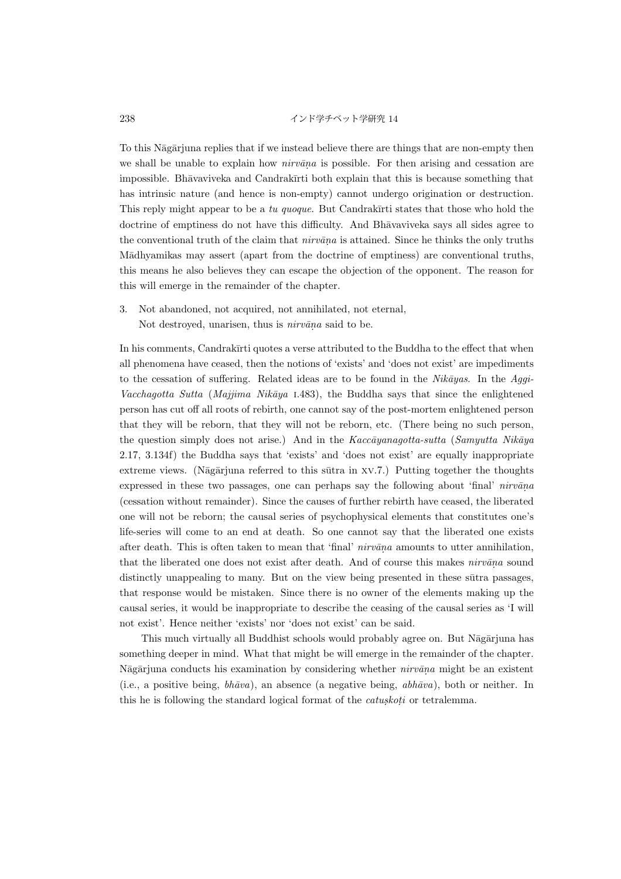To this Nāgārjuna replies that if we instead believe there are things that are non-empty then we shall be unable to explain how *nirvāṇa* is possible. For then arising and cessation are impossible. Bhāvaviveka and Candrakīrti both explain that this is because something that has intrinsic nature (and hence is non-empty) cannot undergo origination or destruction. This reply might appear to be a *tu quoque*. But Candrakīrti states that those who hold the doctrine of emptiness do not have this difficulty. And Bhāvaviveka says all sides agree to the conventional truth of the claim that *nirvāṇa* is attained. Since he thinks the only truths Mādhyamikas may assert (apart from the doctrine of emptiness) are conventional truths, this means he also believes they can escape the objection of the opponent. The reason for this will emerge in the remainder of the chapter.

3. Not abandoned, not acquired, not annihilated, not eternal,
   Not destroyed, unarisen, thus is *nirvāṇa* said to be.

In his comments, Candrakīrti quotes a verse attributed to the Buddha to the effect that when all phenomena have ceased, then the notions of 'exists' and 'does not exist' are impediments to the cessation of suffering. Related ideas are to be found in the *Nikāyas*. In the *Aggi-Vacchagotta Sutta* (*Majjima Nikāya* I.483), the Buddha says that since the enlightened person has cut off all roots of rebirth, one cannot say of the post-mortem enlightened person that they will be reborn, that they will not be reborn, etc. (There being no such person, the question simply does not arise.) And in the *Kaccāyanagotta-sutta* (*Samyutta Nikāya* 2.17, 3.134f) the Buddha says that 'exists' and 'does not exist' are equally inappropriate extreme views. (Nāgārjuna referred to this sūtra in XV.7.) Putting together the thoughts expressed in these two passages, one can perhaps say the following about 'final' *nirvāṇa* (cessation without remainder). Since the causes of further rebirth have ceased, the liberated one will not be reborn; the causal series of psychophysical elements that constitutes one's life-series will come to an end at death. So one cannot say that the liberated one exists after death. This is often taken to mean that 'final' *nirvāṇa* amounts to utter annihilation, that the liberated one does not exist after death. And of course this makes *nirvāṇa* sound distinctly unappealing to many. But on the view being presented in these sūtra passages, that response would be mistaken. Since there is no owner of the elements making up the causal series, it would be inappropriate to describe the ceasing of the causal series as 'I will not exist'. Hence neither 'exists' nor 'does not exist' can be said.

This much virtually all Buddhist schools would probably agree on. But Nāgārjuna has something deeper in mind. What that might be will emerge in the remainder of the chapter. Nāgārjuna conducts his examination by considering whether *nirvāṇa* might be an existent (i.e., a positive being, *bhāva*), an absence (a negative being, *abhāva*), both or neither. In this he is following the standard logical format of the *catuṣkoṭi* or tetralemma.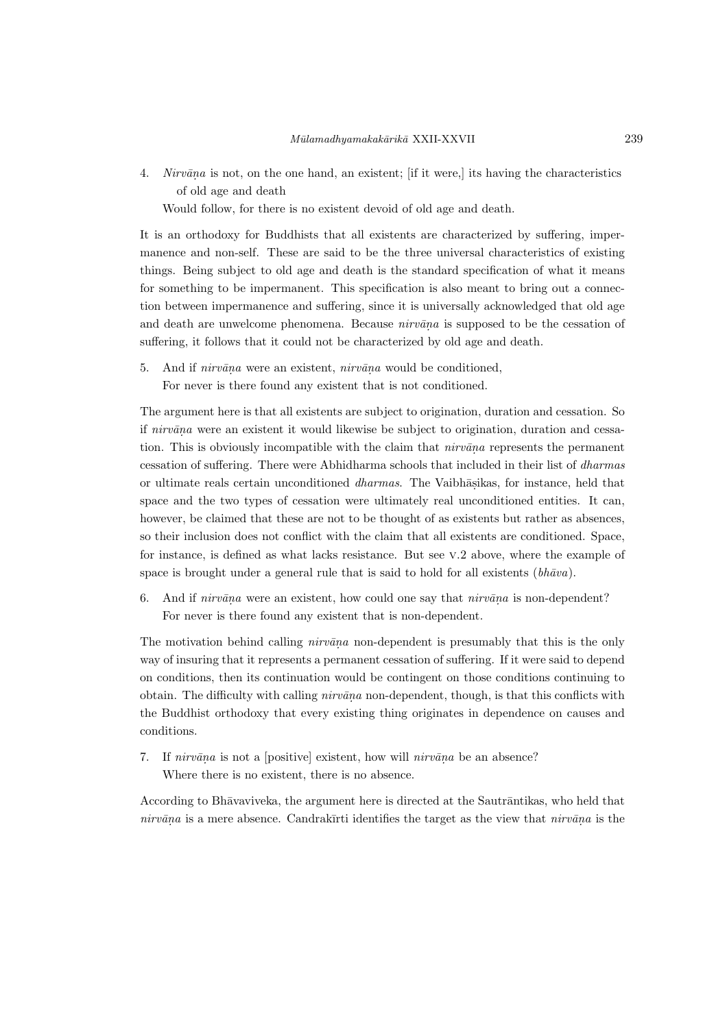4. *Nirvāṇa* is not, on the one hand, an existent; [if it were,] its having the characteristics of old age and death
   Would follow, for there is no existent devoid of old age and death.

It is an orthodoxy for Buddhists that all existents are characterized by suffering, impermanence and non-self. These are said to be the three universal characteristics of existing things. Being subject to old age and death is the standard specification of what it means for something to be impermanent. This specification is also meant to bring out a connection between impermanence and suffering, since it is universally acknowledged that old age and death are unwelcome phenomena. Because *nirvāṇa* is supposed to be the cessation of suffering, it follows that it could not be characterized by old age and death.

5. And if *nirvāṇa* were an existent, *nirvāṇa* would be conditioned,
   For never is there found any existent that is not conditioned.

The argument here is that all existents are subject to origination, duration and cessation. So if *nirvāṇa* were an existent it would likewise be subject to origination, duration and cessation. This is obviously incompatible with the claim that *nirvāṇa* represents the permanent cessation of suffering. There were Abhidharma schools that included in their list of *dharmas* or ultimate reals certain unconditioned *dharmas*. The Vaibhāṣikas, for instance, held that space and the two types of cessation were ultimately real unconditioned entities. It can, however, be claimed that these are not to be thought of as existents but rather as absences, so their inclusion does not conflict with the claim that all existents are conditioned. Space, for instance, is defined as what lacks resistance. But see V.2 above, where the example of space is brought under a general rule that is said to hold for all existents (*bhāva*).

6. And if *nirvāṇa* were an existent, how could one say that *nirvāṇa* is non-dependent?
   For never is there found any existent that is non-dependent.

The motivation behind calling *nirvāṇa* non-dependent is presumably that this is the only way of insuring that it represents a permanent cessation of suffering. If it were said to depend on conditions, then its continuation would be contingent on those conditions continuing to obtain. The difficulty with calling *nirvāṇa* non-dependent, though, is that this conflicts with the Buddhist orthodoxy that every existing thing originates in dependence on causes and conditions.

7. If *nirvāṇa* is not a [positive] existent, how will *nirvāṇa* be an absence?
   Where there is no existent, there is no absence.

According to Bhāvaviveka, the argument here is directed at the Sautrāntikas, who held that *nirvāṇa* is a mere absence. Candrakīrti identifies the target as the view that *nirvāṇa* is the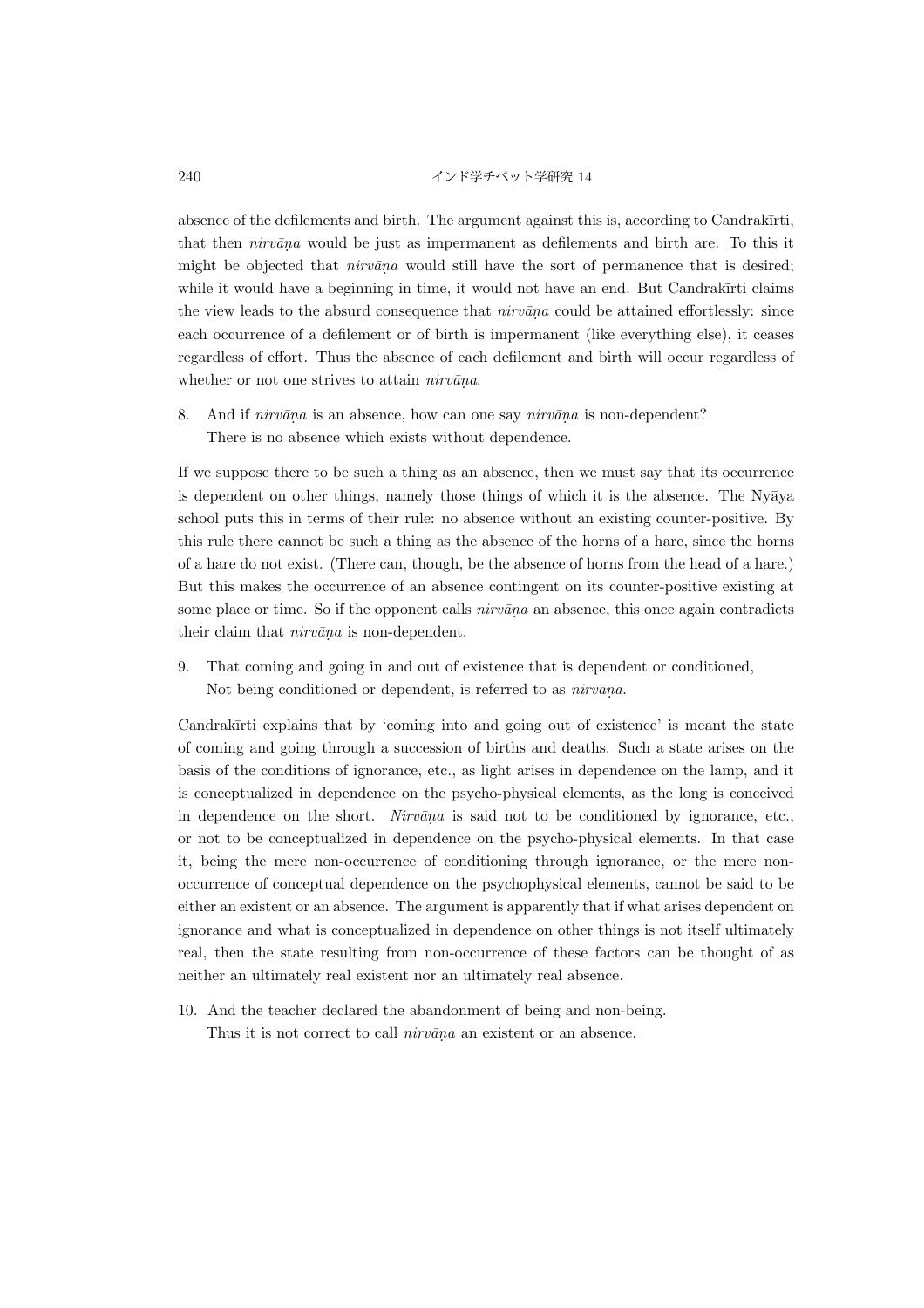absence of the defilements and birth. The argument against this is, according to Candrakīrti, that then *nirvāṇa* would be just as impermanent as defilements and birth are. To this it might be objected that *nirvāṇa* would still have the sort of permanence that is desired; while it would have a beginning in time, it would not have an end. But Candrakīrti claims the view leads to the absurd consequence that *nirvāṇa* could be attained effortlessly: since each occurrence of a defilement or of birth is impermanent (like everything else), it ceases regardless of effort. Thus the absence of each defilement and birth will occur regardless of whether or not one strives to attain *nirvāṇa*.

8. And if *nirvāṇa* is an absence, how can one say *nirvāṇa* is non-dependent?
   There is no absence which exists without dependence.

If we suppose there to be such a thing as an absence, then we must say that its occurrence is dependent on other things, namely those things of which it is the absence. The Nyāya school puts this in terms of their rule: no absence without an existing counter-positive. By this rule there cannot be such a thing as the absence of the horns of a hare, since the horns of a hare do not exist. (There can, though, be the absence of horns from the head of a hare.) But this makes the occurrence of an absence contingent on its counter-positive existing at some place or time. So if the opponent calls *nirvāṇa* an absence, this once again contradicts their claim that *nirvāṇa* is non-dependent.

9. That coming and going in and out of existence that is dependent or conditioned,
   Not being conditioned or dependent, is referred to as *nirvāṇa*.

Candrakīrti explains that by 'coming into and going out of existence' is meant the state of coming and going through a succession of births and deaths. Such a state arises on the basis of the conditions of ignorance, etc., as light arises in dependence on the lamp, and it is conceptualized in dependence on the psycho-physical elements, as the long is conceived in dependence on the short. *Nirvāṇa* is said not to be conditioned by ignorance, etc., or not to be conceptualized in dependence on the psycho-physical elements. In that case it, being the mere non-occurrence of conditioning through ignorance, or the mere non-occurrence of conceptual dependence on the psychophysical elements, cannot be said to be either an existent or an absence. The argument is apparently that if what arises dependent on ignorance and what is conceptualized in dependence on other things is not itself ultimately real, then the state resulting from non-occurrence of these factors can be thought of as neither an ultimately real existent nor an ultimately real absence.

10. And the teacher declared the abandonment of being and non-being.
    Thus it is not correct to call *nirvāṇa* an existent or an absence.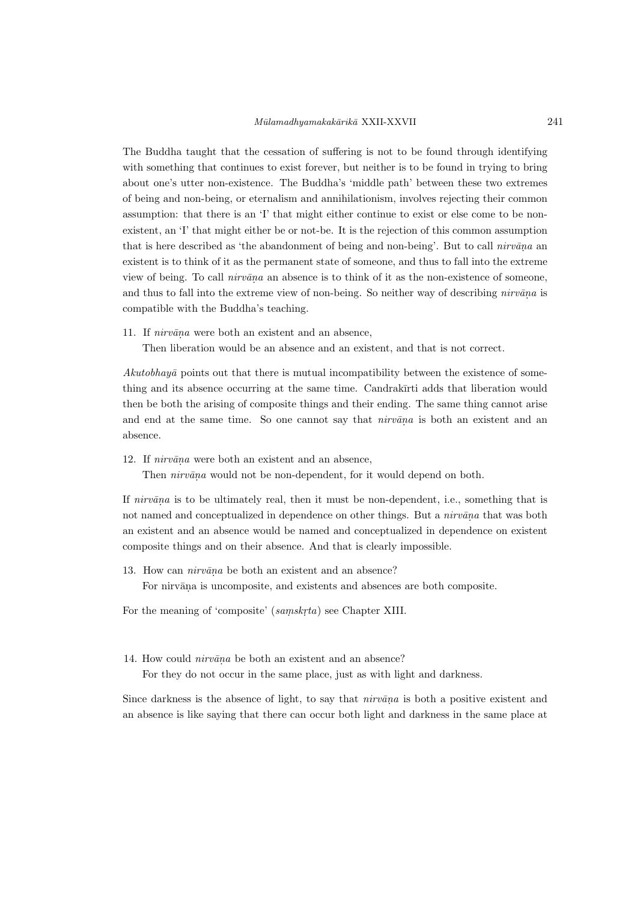The Buddha taught that the cessation of suffering is not to be found through identifying with something that continues to exist forever, but neither is to be found in trying to bring about one's utter non-existence. The Buddha's 'middle path' between these two extremes of being and non-being, or eternalism and annihilationism, involves rejecting their common assumption: that there is an 'I' that might either continue to exist or else come to be non-existent, an 'I' that might either be or not-be. It is the rejection of this common assumption that is here described as 'the abandonment of being and non-being'. But to call *nirvāṇa* an existent is to think of it as the permanent state of someone, and thus to fall into the extreme view of being. To call *nirvāṇa* an absence is to think of it as the non-existence of someone, and thus to fall into the extreme view of non-being. So neither way of describing *nirvāṇa* is compatible with the Buddha's teaching.

11. If *nirvāṇa* were both an existent and an absence,
    Then liberation would be an absence and an existent, and that is not correct.

*Akutobhayā* points out that there is mutual incompatibility between the existence of something and its absence occurring at the same time. Candrakīrti adds that liberation would then be both the arising of composite things and their ending. The same thing cannot arise and end at the same time. So one cannot say that *nirvāṇa* is both an existent and an absence.

12. If *nirvāṇa* were both an existent and an absence,
    Then *nirvāṇa* would not be non-dependent, for it would depend on both.

If *nirvāṇa* is to be ultimately real, then it must be non-dependent, i.e., something that is not named and conceptualized in dependence on other things. But a *nirvāṇa* that was both an existent and an absence would be named and conceptualized in dependence on existent composite things and on their absence. And that is clearly impossible.

13. How can *nirvāṇa* be both an existent and an absence?
    For nirvāṇa is uncomposite, and existents and absences are both composite.

For the meaning of 'composite' (*saṃskṛta*) see Chapter XIII.

14. How could *nirvāṇa* be both an existent and an absence?
    For they do not occur in the same place, just as with light and darkness.

Since darkness is the absence of light, to say that *nirvāṇa* is both a positive existent and an absence is like saying that there can occur both light and darkness in the same place at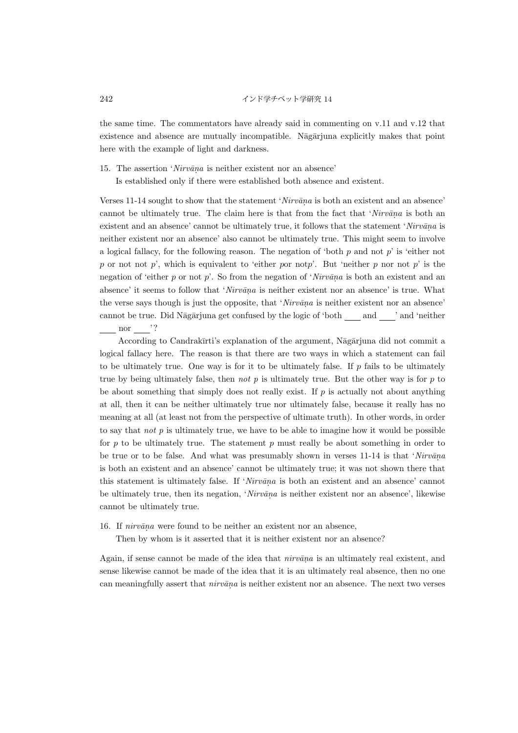the same time. The commentators have already said in commenting on v.11 and v.12 that existence and absence are mutually incompatible. Nāgārjuna explicitly makes that point here with the example of light and darkness.

15. The assertion '*Nirvāṇa* is neither existent nor an absence'
    Is established only if there were established both absence and existent.

Verses 11-14 sought to show that the statement '*Nirvāṇa* is both an existent and an absence' cannot be ultimately true. The claim here is that from the fact that '*Nirvāṇa* is both an existent and an absence' cannot be ultimately true, it follows that the statement '*Nirvāṇa* is neither existent nor an absence' also cannot be ultimately true. This might seem to involve a logical fallacy, for the following reason. The negation of 'both $p$ and not $p$' is 'either not $p$ or not not $p$', which is equivalent to 'either $p$or not$p$'. But 'neither $p$ nor not $p$' is the negation of 'either $p$ or not $p$'. So from the negation of '*Nirvāṇa* is both an existent and an absence' it seems to follow that '*Nirvāṇa* is neither existent nor an absence' is true. What the verse says though is just the opposite, that '*Nirvāṇa* is neither existent nor an absence' cannot be true. Did Nāgārjuna get confused by the logic of 'both ___ and ___' and 'neither ___ nor ___'?

According to Candrakīrti's explanation of the argument, Nāgārjuna did not commit a logical fallacy here. The reason is that there are two ways in which a statement can fail to be ultimately true. One way is for it to be ultimately false. If $p$ fails to be ultimately true by being ultimately false, then *not* $p$ is ultimately true. But the other way is for $p$ to be about something that simply does not really exist. If $p$ is actually not about anything at all, then it can be neither ultimately true nor ultimately false, because it really has no meaning at all (at least not from the perspective of ultimate truth). In other words, in order to say that *not* $p$ is ultimately true, we have to be able to imagine how it would be possible for $p$ to be ultimately true. The statement $p$ must really be about something in order to be true or to be false. And what was presumably shown in verses 11-14 is that '*Nirvāṇa* is both an existent and an absence' cannot be ultimately true; it was not shown there that this statement is ultimately false. If '*Nirvāṇa* is both an existent and an absence' cannot be ultimately true, then its negation, '*Nirvāṇa* is neither existent nor an absence', likewise cannot be ultimately true.

16. If *nirvāṇa* were found to be neither an existent nor an absence,
    Then by whom is it asserted that it is neither existent nor an absence?

Again, if sense cannot be made of the idea that *nirvāṇa* is an ultimately real existent, and sense likewise cannot be made of the idea that it is an ultimately real absence, then no one can meaningfully assert that *nirvāṇa* is neither existent nor an absence. The next two verses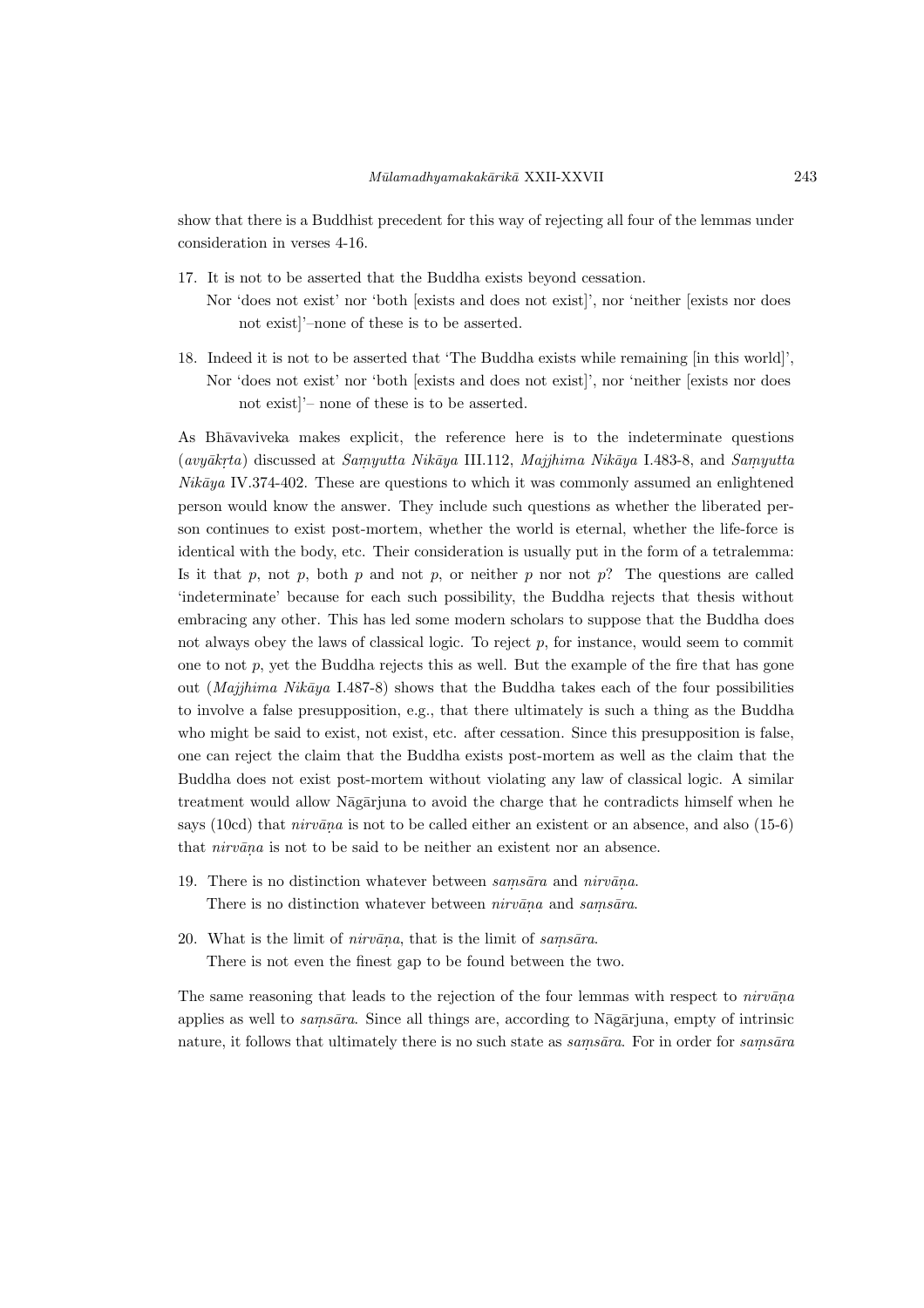show that there is a Buddhist precedent for this way of rejecting all four of the lemmas under consideration in verses 4-16.

17. It is not to be asserted that the Buddha exists beyond cessation.
    Nor 'does not exist' nor 'both [exists and does not exist]', nor 'neither [exists nor does not exist]'–none of these is to be asserted.

18. Indeed it is not to be asserted that 'The Buddha exists while remaining [in this world]',
    Nor 'does not exist' nor 'both [exists and does not exist]', nor 'neither [exists nor does not exist]'– none of these is to be asserted.

As Bhāvaviveka makes explicit, the reference here is to the indeterminate questions (*avyākṛta*) discussed at *Saṃyutta Nikāya* III.112, *Majjhima Nikāya* I.483-8, and *Saṃyutta Nikāya* IV.374-402. These are questions to which it was commonly assumed an enlightened person would know the answer. They include such questions as whether the liberated person continues to exist post-mortem, whether the world is eternal, whether the life-force is identical with the body, etc. Their consideration is usually put in the form of a tetralemma: Is it that $p$, not $p$, both $p$ and not $p$, or neither $p$ nor not $p$? The questions are called 'indeterminate' because for each such possibility, the Buddha rejects that thesis without embracing any other. This has led some modern scholars to suppose that the Buddha does not always obey the laws of classical logic. To reject $p$, for instance, would seem to commit one to not $p$, yet the Buddha rejects this as well. But the example of the fire that has gone out (*Majjhima Nikāya* I.487-8) shows that the Buddha takes each of the four possibilities to involve a false presupposition, e.g., that there ultimately is such a thing as the Buddha who might be said to exist, not exist, etc. after cessation. Since this presupposition is false, one can reject the claim that the Buddha exists post-mortem as well as the claim that the Buddha does not exist post-mortem without violating any law of classical logic. A similar treatment would allow Nāgārjuna to avoid the charge that he contradicts himself when he says (10cd) that *nirvāṇa* is not to be called either an existent or an absence, and also (15-6) that *nirvāṇa* is not to be said to be neither an existent nor an absence.

19. There is no distinction whatever between *saṃsāra* and *nirvāṇa*.
    There is no distinction whatever between *nirvāṇa* and *saṃsāra*.

20. What is the limit of *nirvāṇa*, that is the limit of *saṃsāra*.
    There is not even the finest gap to be found between the two.

The same reasoning that leads to the rejection of the four lemmas with respect to *nirvāṇa* applies as well to *saṃsāra*. Since all things are, according to Nāgārjuna, empty of intrinsic nature, it follows that ultimately there is no such state as *saṃsāra*. For in order for *saṃsāra*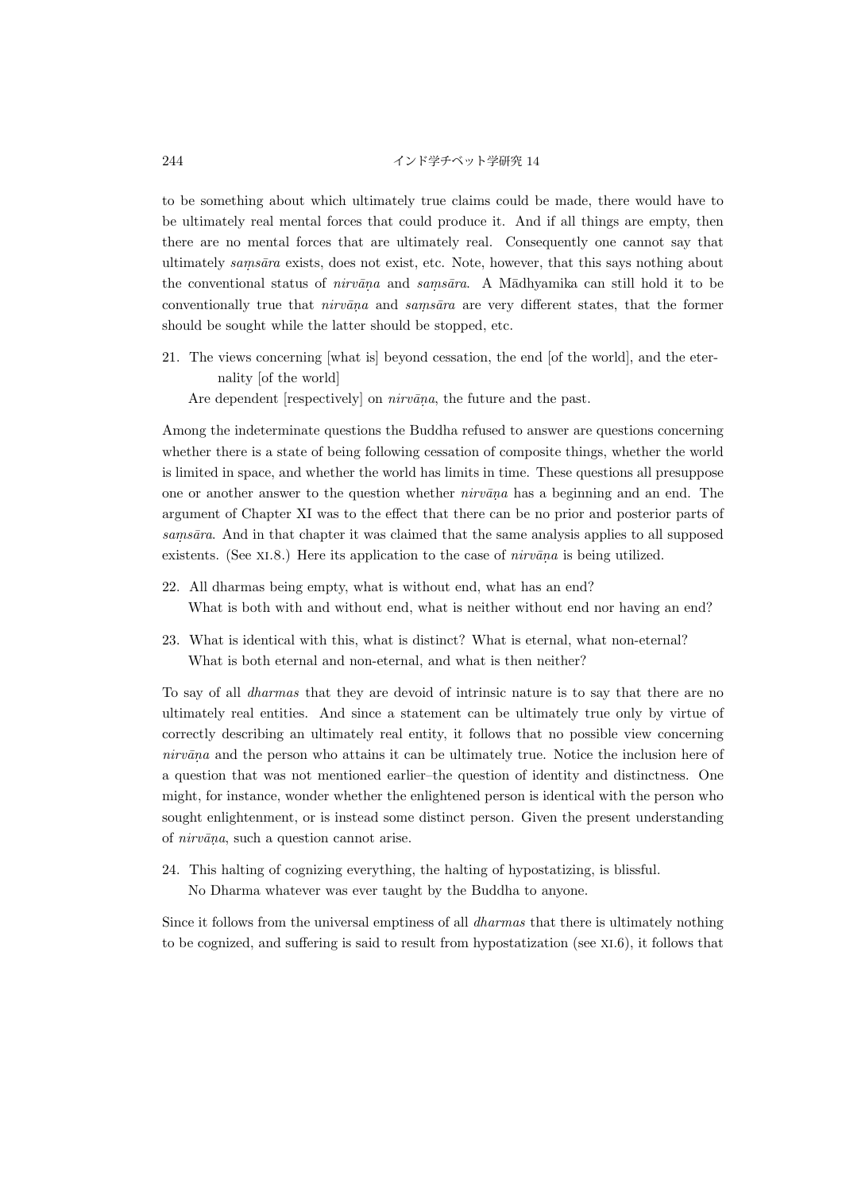to be something about which ultimately true claims could be made, there would have to be ultimately real mental forces that could produce it. And if all things are empty, then there are no mental forces that are ultimately real. Consequently one cannot say that ultimately *saṃsāra* exists, does not exist, etc. Note, however, that this says nothing about the conventional status of *nirvāṇa* and *saṃsāra*. A Mādhyamika can still hold it to be conventionally true that *nirvāṇa* and *saṃsāra* are very different states, that the former should be sought while the latter should be stopped, etc.

21. The views concerning [what is] beyond cessation, the end [of the world], and the eternality [of the world]
    Are dependent [respectively] on *nirvāṇa*, the future and the past.

Among the indeterminate questions the Buddha refused to answer are questions concerning whether there is a state of being following cessation of composite things, whether the world is limited in space, and whether the world has limits in time. These questions all presuppose one or another answer to the question whether *nirvāṇa* has a beginning and an end. The argument of Chapter XI was to the effect that there can be no prior and posterior parts of *saṃsāra*. And in that chapter it was claimed that the same analysis applies to all supposed existents. (See XI.8.) Here its application to the case of *nirvāṇa* is being utilized.

22. All dharmas being empty, what is without end, what has an end?
    What is both with and without end, what is neither without end nor having an end?

23. What is identical with this, what is distinct? What is eternal, what non-eternal?
    What is both eternal and non-eternal, and what is then neither?

To say of all *dharmas* that they are devoid of intrinsic nature is to say that there are no ultimately real entities. And since a statement can be ultimately true only by virtue of correctly describing an ultimately real entity, it follows that no possible view concerning *nirvāṇa* and the person who attains it can be ultimately true. Notice the inclusion here of a question that was not mentioned earlier–the question of identity and distinctness. One might, for instance, wonder whether the enlightened person is identical with the person who sought enlightenment, or is instead some distinct person. Given the present understanding of *nirvāṇa*, such a question cannot arise.

24. This halting of cognizing everything, the halting of hypostatizing, is blissful.
    No Dharma whatever was ever taught by the Buddha to anyone.

Since it follows from the universal emptiness of all *dharmas* that there is ultimately nothing to be cognized, and suffering is said to result from hypostatization (see XI.6), it follows that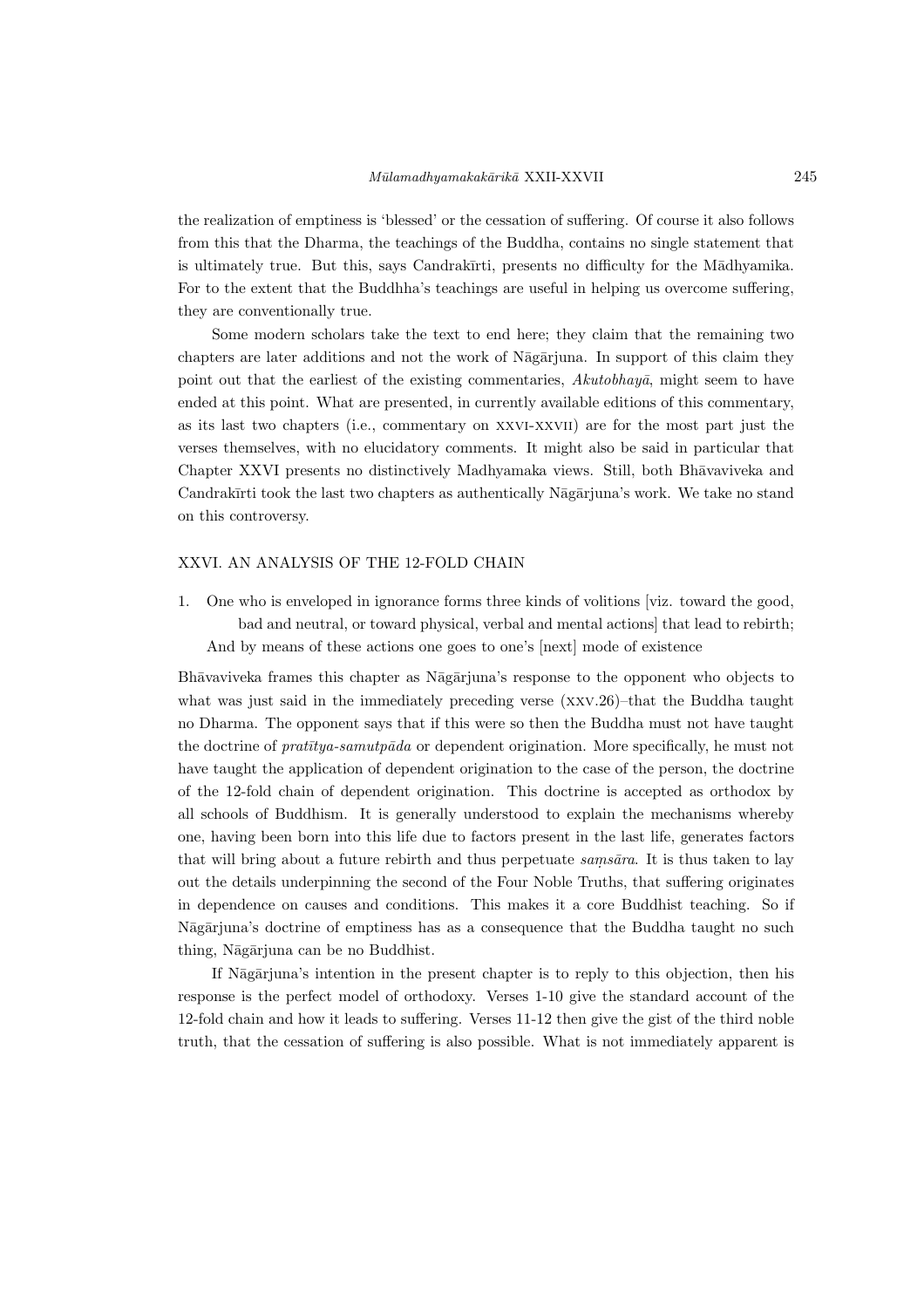the realization of emptiness is 'blessed' or the cessation of suffering. Of course it also follows from this that the Dharma, the teachings of the Buddha, contains no single statement that is ultimately true. But this, says Candrakīrti, presents no difficulty for the Mādhyamika. For to the extent that the Buddhha's teachings are useful in helping us overcome suffering, they are conventionally true.

Some modern scholars take the text to end here; they claim that the remaining two chapters are later additions and not the work of Nāgārjuna. In support of this claim they point out that the earliest of the existing commentaries, *Akutobhayā*, might seem to have ended at this point. What are presented, in currently available editions of this commentary, as its last two chapters (i.e., commentary on XXVI-XXVII) are for the most part just the verses themselves, with no elucidatory comments. It might also be said in particular that Chapter XXVI presents no distinctively Madhyamaka views. Still, both Bhāvaviveka and Candrakīrti took the last two chapters as authentically Nāgārjuna's work. We take no stand on this controversy.

## XXVI. AN ANALYSIS OF THE 12-FOLD CHAIN

1. One who is enveloped in ignorance forms three kinds of volitions [viz. toward the good, bad and neutral, or toward physical, verbal and mental actions] that lead to rebirth;
   And by means of these actions one goes to one's [next] mode of existence

Bhāvaviveka frames this chapter as Nāgārjuna's response to the opponent who objects to what was just said in the immediately preceding verse (XXV.26)–that the Buddha taught no Dharma. The opponent says that if this were so then the Buddha must not have taught the doctrine of *pratītya-samutpāda* or dependent origination. More specifically, he must not have taught the application of dependent origination to the case of the person, the doctrine of the 12-fold chain of dependent origination. This doctrine is accepted as orthodox by all schools of Buddhism. It is generally understood to explain the mechanisms whereby one, having been born into this life due to factors present in the last life, generates factors that will bring about a future rebirth and thus perpetuate *saṃsāra*. It is thus taken to lay out the details underpinning the second of the Four Noble Truths, that suffering originates in dependence on causes and conditions. This makes it a core Buddhist teaching. So if Nāgārjuna's doctrine of emptiness has as a consequence that the Buddha taught no such thing, Nāgārjuna can be no Buddhist.

If Nāgārjuna's intention in the present chapter is to reply to this objection, then his response is the perfect model of orthodoxy. Verses 1-10 give the standard account of the 12-fold chain and how it leads to suffering. Verses 11-12 then give the gist of the third noble truth, that the cessation of suffering is also possible. What is not immediately apparent is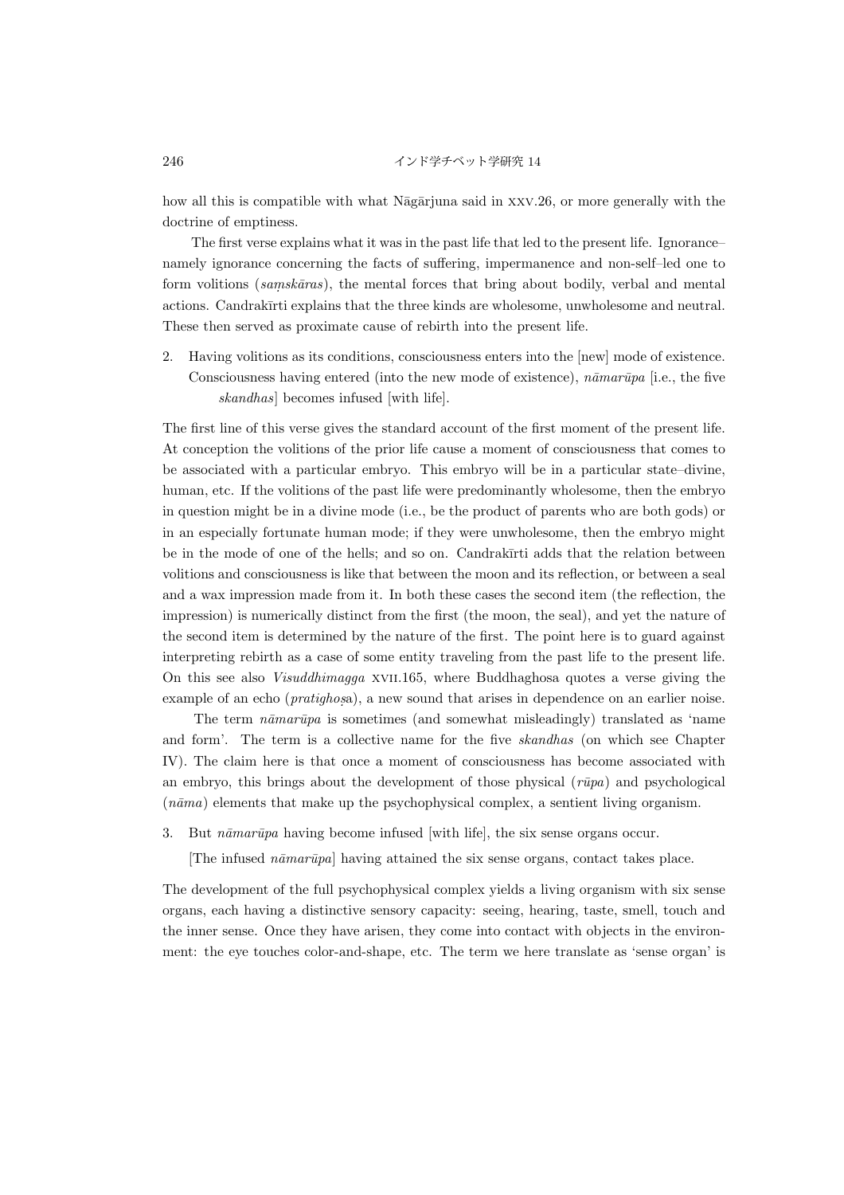how all this is compatible with what Nāgārjuna said in XXV.26, or more generally with the doctrine of emptiness.

The first verse explains what it was in the past life that led to the present life. Ignorance–namely ignorance concerning the facts of suffering, impermanence and non-self–led one to form volitions (*saṃskāras*), the mental forces that bring about bodily, verbal and mental actions. Candrakīrti explains that the three kinds are wholesome, unwholesome and neutral. These then served as proximate cause of rebirth into the present life.

2. Having volitions as its conditions, consciousness enters into the [new] mode of existence. Consciousness having entered (into the new mode of existence), *nāmarūpa* [i.e., the five *skandhas*] becomes infused [with life].

The first line of this verse gives the standard account of the first moment of the present life. At conception the volitions of the prior life cause a moment of consciousness that comes to be associated with a particular embryo. This embryo will be in a particular state–divine, human, etc. If the volitions of the past life were predominantly wholesome, then the embryo in question might be in a divine mode (i.e., be the product of parents who are both gods) or in an especially fortunate human mode; if they were unwholesome, then the embryo might be in the mode of one of the hells; and so on. Candrakīrti adds that the relation between volitions and consciousness is like that between the moon and its reflection, or between a seal and a wax impression made from it. In both these cases the second item (the reflection, the impression) is numerically distinct from the first (the moon, the seal), and yet the nature of the second item is determined by the nature of the first. The point here is to guard against interpreting rebirth as a case of some entity traveling from the past life to the present life. On this see also *Visuddhimagga* XVII.165, where Buddhaghosa quotes a verse giving the example of an echo (*pratighoṣa*), a new sound that arises in dependence on an earlier noise.

The term *nāmarūpa* is sometimes (and somewhat misleadingly) translated as 'name and form'. The term is a collective name for the five *skandhas* (on which see Chapter IV). The claim here is that once a moment of consciousness has become associated with an embryo, this brings about the development of those physical (*rūpa*) and psychological (*nāma*) elements that make up the psychophysical complex, a sentient living organism.

3. But *nāmarūpa* having become infused [with life], the six sense organs occur.
   [The infused *nāmarūpa*] having attained the six sense organs, contact takes place.

The development of the full psychophysical complex yields a living organism with six sense organs, each having a distinctive sensory capacity: seeing, hearing, taste, smell, touch and the inner sense. Once they have arisen, they come into contact with objects in the environment: the eye touches color-and-shape, etc. The term we here translate as 'sense organ' is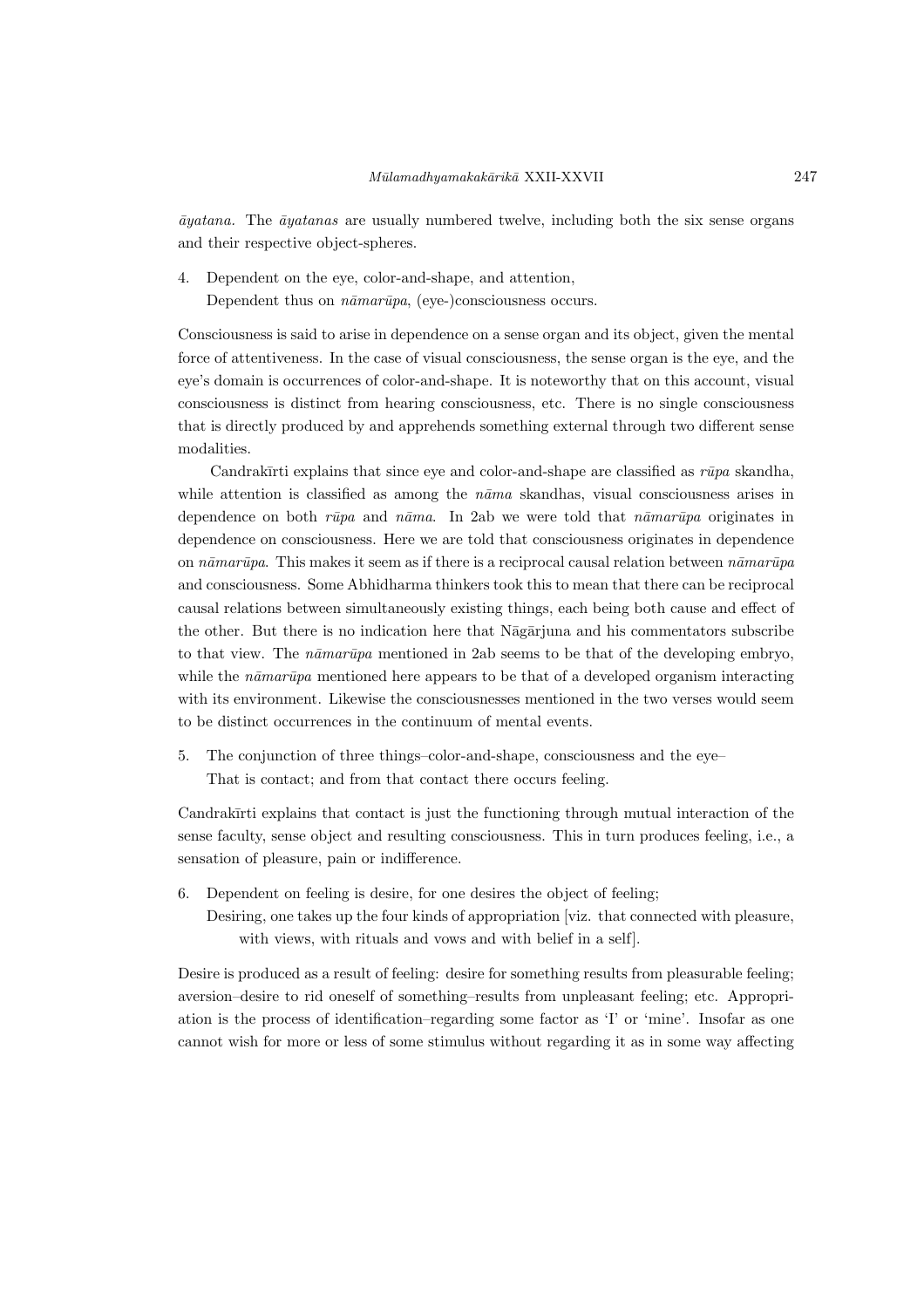*āyatana*. The *āyatanas* are usually numbered twelve, including both the six sense organs and their respective object-spheres.

4. Dependent on the eye, color-and-shape, and attention,
   Dependent thus on *nāmarūpa*, (eye-)consciousness occurs.

Consciousness is said to arise in dependence on a sense organ and its object, given the mental force of attentiveness. In the case of visual consciousness, the sense organ is the eye, and the eye's domain is occurrences of color-and-shape. It is noteworthy that on this account, visual consciousness is distinct from hearing consciousness, etc. There is no single consciousness that is directly produced by and apprehends something external through two different sense modalities.

Candrakīrti explains that since eye and color-and-shape are classified as *rūpa* skandha, while attention is classified as among the *nāma* skandhas, visual consciousness arises in dependence on both *rūpa* and *nāma*. In 2ab we were told that *nāmarūpa* originates in dependence on consciousness. Here we are told that consciousness originates in dependence on *nāmarūpa*. This makes it seem as if there is a reciprocal causal relation between *nāmarūpa* and consciousness. Some Abhidharma thinkers took this to mean that there can be reciprocal causal relations between simultaneously existing things, each being both cause and effect of the other. But there is no indication here that Nāgārjuna and his commentators subscribe to that view. The *nāmarūpa* mentioned in 2ab seems to be that of the developing embryo, while the *nāmarūpa* mentioned here appears to be that of a developed organism interacting with its environment. Likewise the consciousnesses mentioned in the two verses would seem to be distinct occurrences in the continuum of mental events.

5. The conjunction of three things–color-and-shape, consciousness and the eye–
   That is contact; and from that contact there occurs feeling.

Candrakīrti explains that contact is just the functioning through mutual interaction of the sense faculty, sense object and resulting consciousness. This in turn produces feeling, i.e., a sensation of pleasure, pain or indifference.

6. Dependent on feeling is desire, for one desires the object of feeling;
   Desiring, one takes up the four kinds of appropriation [viz. that connected with pleasure, with views, with rituals and vows and with belief in a self].

Desire is produced as a result of feeling: desire for something results from pleasurable feeling; aversion–desire to rid oneself of something–results from unpleasant feeling; etc. Appropriation is the process of identification–regarding some factor as 'I' or 'mine'. Insofar as one cannot wish for more or less of some stimulus without regarding it as in some way affecting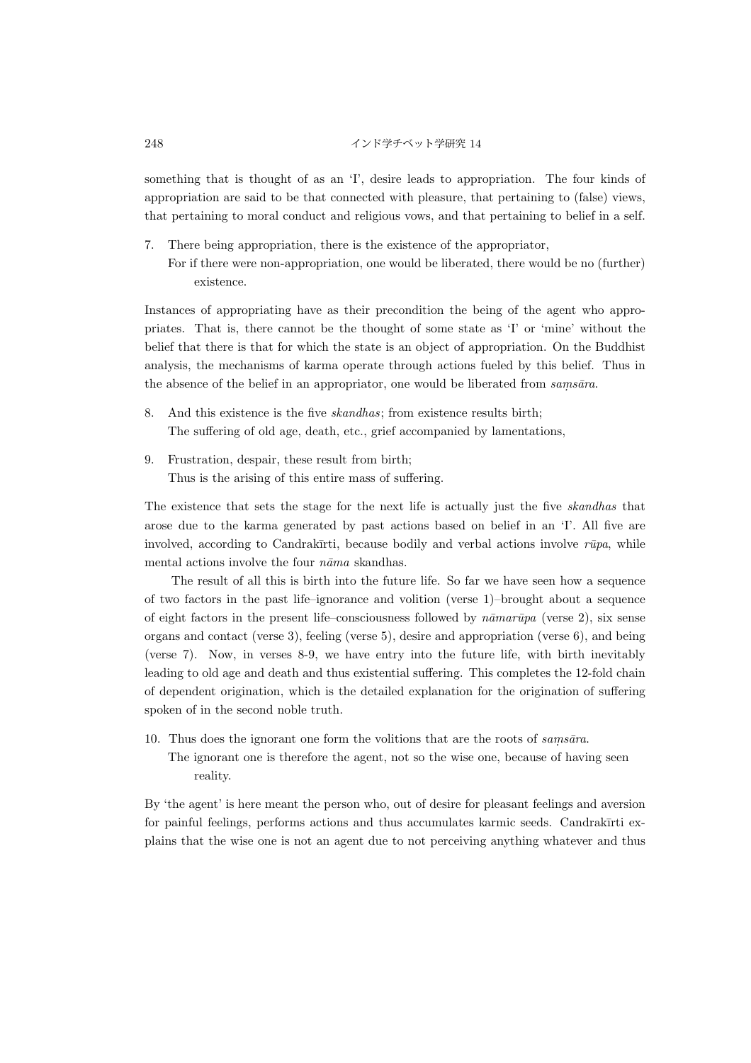something that is thought of as an 'I', desire leads to appropriation. The four kinds of appropriation are said to be that connected with pleasure, that pertaining to (false) views, that pertaining to moral conduct and religious vows, and that pertaining to belief in a self.

7. There being appropriation, there is the existence of the appropriator,
   For if there were non-appropriation, one would be liberated, there would be no (further) existence.

Instances of appropriating have as their precondition the being of the agent who appropriates. That is, there cannot be the thought of some state as 'I' or 'mine' without the belief that there is that for which the state is an object of appropriation. On the Buddhist analysis, the mechanisms of karma operate through actions fueled by this belief. Thus in the absence of the belief in an appropriator, one would be liberated from *saṃsāra*.

8. And this existence is the five *skandhas*; from existence results birth;
   The suffering of old age, death, etc., grief accompanied by lamentations,

9. Frustration, despair, these result from birth;
   Thus is the arising of this entire mass of suffering.

The existence that sets the stage for the next life is actually just the five *skandhas* that arose due to the karma generated by past actions based on belief in an 'I'. All five are involved, according to Candrakīrti, because bodily and verbal actions involve *rūpa*, while mental actions involve the four *nāma* skandhas.

The result of all this is birth into the future life. So far we have seen how a sequence of two factors in the past life–ignorance and volition (verse 1)–brought about a sequence of eight factors in the present life–consciousness followed by *nāmarūpa* (verse 2), six sense organs and contact (verse 3), feeling (verse 5), desire and appropriation (verse 6), and being (verse 7). Now, in verses 8-9, we have entry into the future life, with birth inevitably leading to old age and death and thus existential suffering. This completes the 12-fold chain of dependent origination, which is the detailed explanation for the origination of suffering spoken of in the second noble truth.

10. Thus does the ignorant one form the volitions that are the roots of *saṃsāra*.
    The ignorant one is therefore the agent, not so the wise one, because of having seen reality.

By 'the agent' is here meant the person who, out of desire for pleasant feelings and aversion for painful feelings, performs actions and thus accumulates karmic seeds. Candrakīrti explains that the wise one is not an agent due to not perceiving anything whatever and thus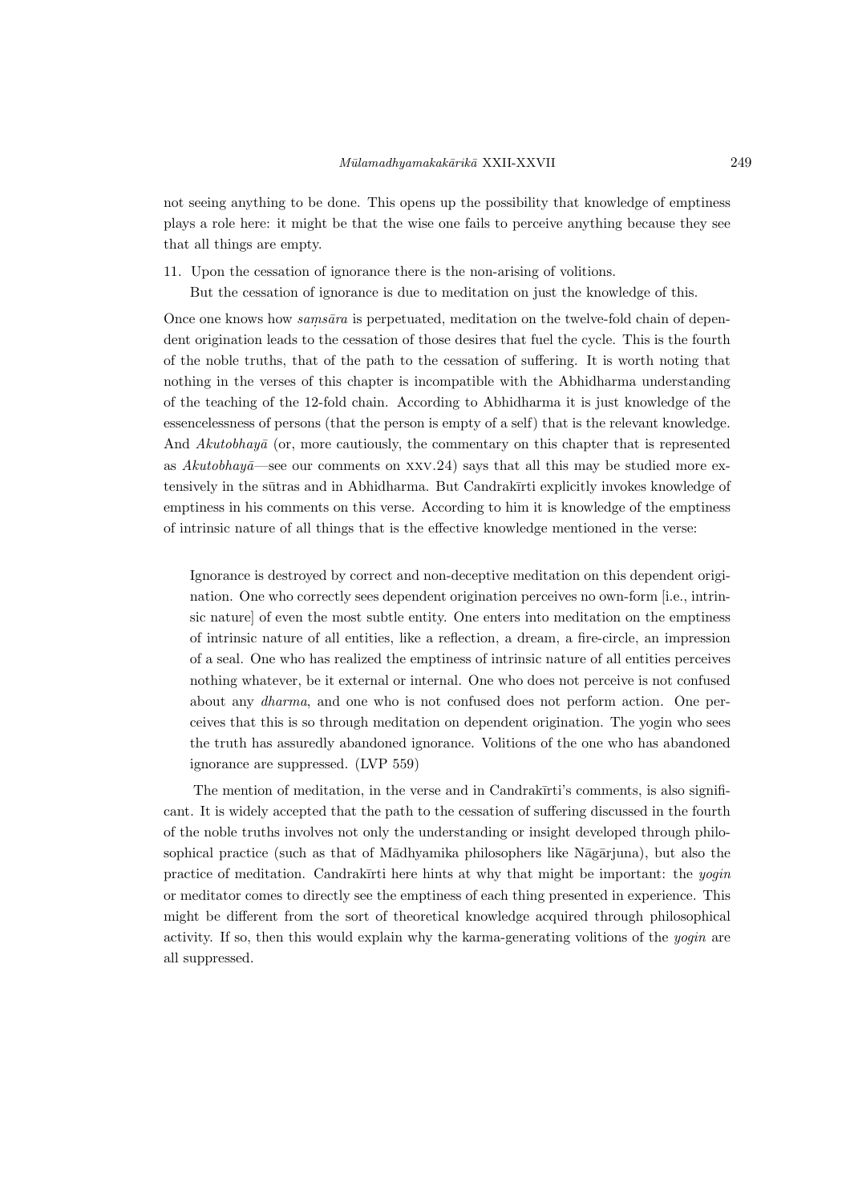not seeing anything to be done. This opens up the possibility that knowledge of emptiness plays a role here: it might be that the wise one fails to perceive anything because they see that all things are empty.

11. Upon the cessation of ignorance there is the non-arising of volitions.
    But the cessation of ignorance is due to meditation on just the knowledge of this.

Once one knows how *saṃsāra* is perpetuated, meditation on the twelve-fold chain of dependent origination leads to the cessation of those desires that fuel the cycle. This is the fourth of the noble truths, that of the path to the cessation of suffering. It is worth noting that nothing in the verses of this chapter is incompatible with the Abhidharma understanding of the teaching of the 12-fold chain. According to Abhidharma it is just knowledge of the essencelessness of persons (that the person is empty of a self) that is the relevant knowledge. And *Akutobhayā* (or, more cautiously, the commentary on this chapter that is represented as *Akutobhayā*—see our comments on XXV.24) says that all this may be studied more extensively in the sūtras and in Abhidharma. But Candrakīrti explicitly invokes knowledge of emptiness in his comments on this verse. According to him it is knowledge of the emptiness of intrinsic nature of all things that is the effective knowledge mentioned in the verse:

> Ignorance is destroyed by correct and non-deceptive meditation on this dependent origination. One who correctly sees dependent origination perceives no own-form [i.e., intrinsic nature] of even the most subtle entity. One enters into meditation on the emptiness of intrinsic nature of all entities, like a reflection, a dream, a fire-circle, an impression of a seal. One who has realized the emptiness of intrinsic nature of all entities perceives nothing whatever, be it external or internal. One who does not perceive is not confused about any *dharma*, and one who is not confused does not perform action. One perceives that this is so through meditation on dependent origination. The yogin who sees the truth has assuredly abandoned ignorance. Volitions of the one who has abandoned ignorance are suppressed. (LVP 559)

The mention of meditation, in the verse and in Candrakīrti's comments, is also significant. It is widely accepted that the path to the cessation of suffering discussed in the fourth of the noble truths involves not only the understanding or insight developed through philosophical practice (such as that of Mādhyamika philosophers like Nāgārjuna), but also the practice of meditation. Candrakīrti here hints at why that might be important: the *yogin* or meditator comes to directly see the emptiness of each thing presented in experience. This might be different from the sort of theoretical knowledge acquired through philosophical activity. If so, then this would explain why the karma-generating volitions of the *yogin* are all suppressed.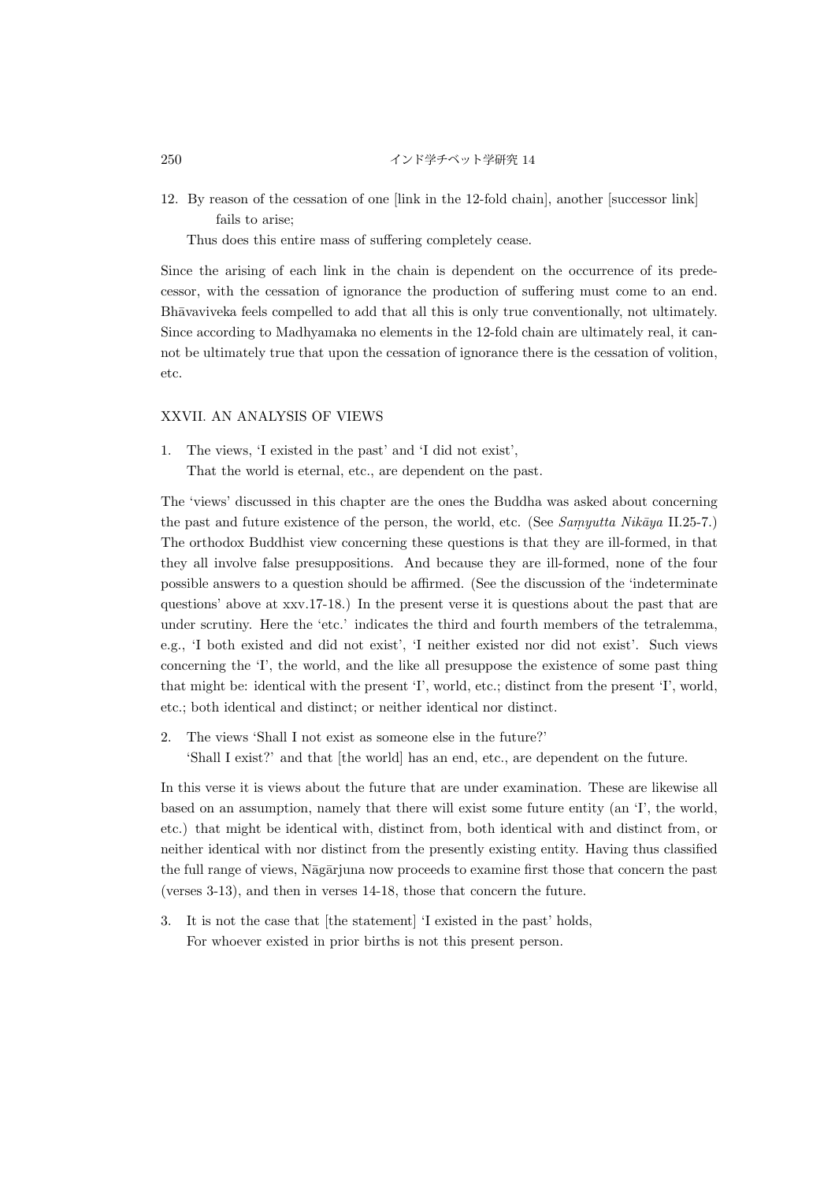12. By reason of the cessation of one [link in the 12-fold chain], another [successor link] fails to arise;
    Thus does this entire mass of suffering completely cease.

Since the arising of each link in the chain is dependent on the occurrence of its predecessor, with the cessation of ignorance the production of suffering must come to an end. Bhāvaviveka feels compelled to add that all this is only true conventionally, not ultimately. Since according to Madhyamaka no elements in the 12-fold chain are ultimately real, it cannot be ultimately true that upon the cessation of ignorance there is the cessation of volition, etc.

## XXVII. AN ANALYSIS OF VIEWS

1. The views, 'I existed in the past' and 'I did not exist',
   That the world is eternal, etc., are dependent on the past.

The 'views' discussed in this chapter are the ones the Buddha was asked about concerning the past and future existence of the person, the world, etc. (See *Saṃyutta Nikāya* II.25-7.) The orthodox Buddhist view concerning these questions is that they are ill-formed, in that they all involve false presuppositions. And because they are ill-formed, none of the four possible answers to a question should be affirmed. (See the discussion of the 'indeterminate questions' above at xxv.17-18.) In the present verse it is questions about the past that are under scrutiny. Here the 'etc.' indicates the third and fourth members of the tetralemma, e.g., 'I both existed and did not exist', 'I neither existed nor did not exist'. Such views concerning the 'I', the world, and the like all presuppose the existence of some past thing that might be: identical with the present 'I', world, etc.; distinct from the present 'I', world, etc.; both identical and distinct; or neither identical nor distinct.

2. The views 'Shall I not exist as someone else in the future?'
   'Shall I exist?' and that [the world] has an end, etc., are dependent on the future.

In this verse it is views about the future that are under examination. These are likewise all based on an assumption, namely that there will exist some future entity (an 'I', the world, etc.) that might be identical with, distinct from, both identical with and distinct from, or neither identical with nor distinct from the presently existing entity. Having thus classified the full range of views, Nāgārjuna now proceeds to examine first those that concern the past (verses 3-13), and then in verses 14-18, those that concern the future.

3. It is not the case that [the statement] 'I existed in the past' holds,
   For whoever existed in prior births is not this present person.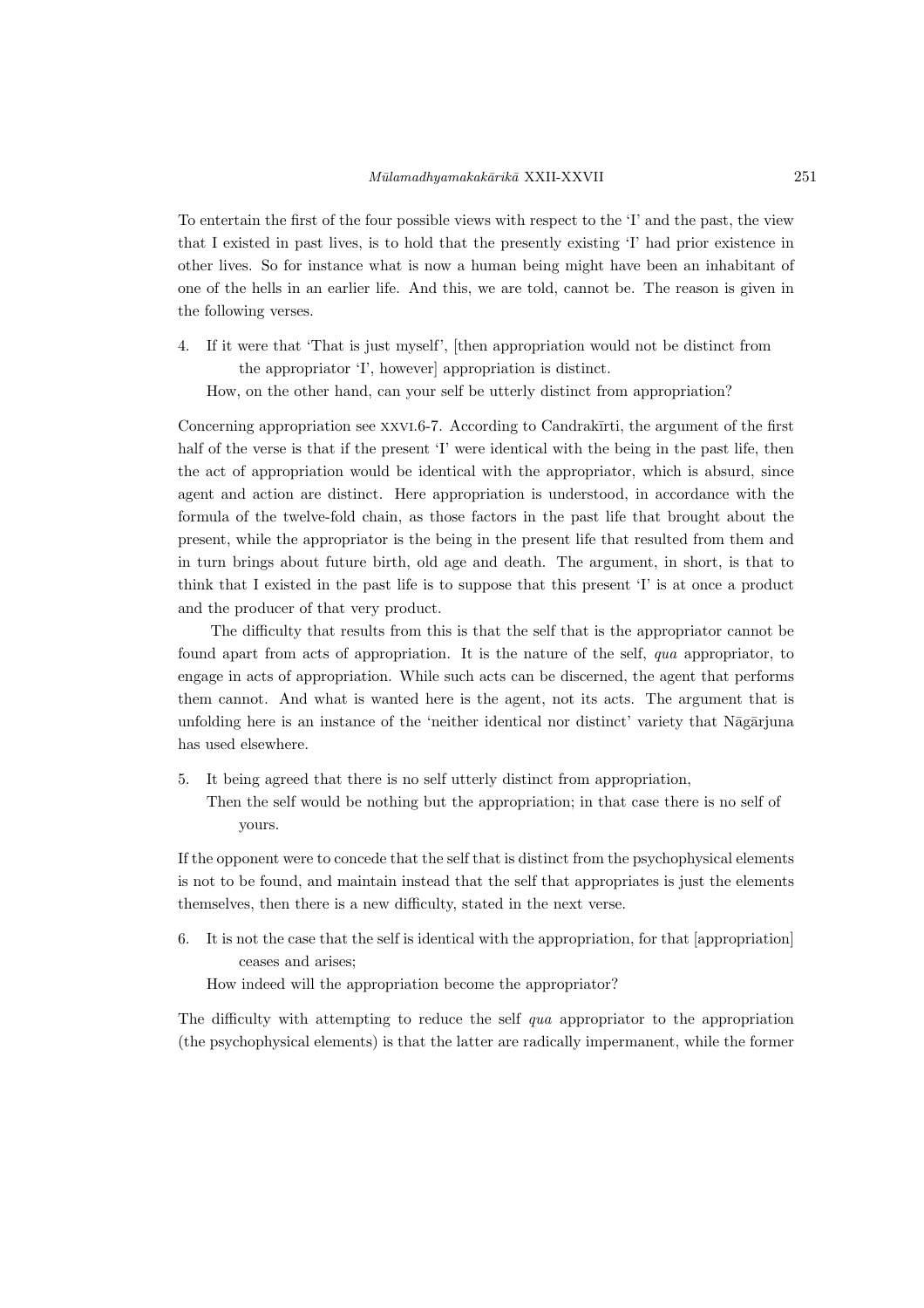To entertain the first of the four possible views with respect to the 'I' and the past, the view that I existed in past lives, is to hold that the presently existing 'I' had prior existence in other lives. So for instance what is now a human being might have been an inhabitant of one of the hells in an earlier life. And this, we are told, cannot be. The reason is given in the following verses.

4. If it were that 'That is just myself', [then appropriation would not be distinct from the appropriator 'I', however] appropriation is distinct.
   How, on the other hand, can your self be utterly distinct from appropriation?

Concerning appropriation see XXVI.6-7. According to Candrakīrti, the argument of the first half of the verse is that if the present 'I' were identical with the being in the past life, then the act of appropriation would be identical with the appropriator, which is absurd, since agent and action are distinct. Here appropriation is understood, in accordance with the formula of the twelve-fold chain, as those factors in the past life that brought about the present, while the appropriator is the being in the present life that resulted from them and in turn brings about future birth, old age and death. The argument, in short, is that to think that I existed in the past life is to suppose that this present 'I' is at once a product and the producer of that very product.

The difficulty that results from this is that the self that is the appropriator cannot be found apart from acts of appropriation. It is the nature of the self, *qua* appropriator, to engage in acts of appropriation. While such acts can be discerned, the agent that performs them cannot. And what is wanted here is the agent, not its acts. The argument that is unfolding here is an instance of the 'neither identical nor distinct' variety that Nāgārjuna has used elsewhere.

5. It being agreed that there is no self utterly distinct from appropriation,
   Then the self would be nothing but the appropriation; in that case there is no self of yours.

If the opponent were to concede that the self that is distinct from the psychophysical elements is not to be found, and maintain instead that the self that appropriates is just the elements themselves, then there is a new difficulty, stated in the next verse.

6. It is not the case that the self is identical with the appropriation, for that [appropriation] ceases and arises;
   How indeed will the appropriation become the appropriator?

The difficulty with attempting to reduce the self *qua* appropriator to the appropriation (the psychophysical elements) is that the latter are radically impermanent, while the former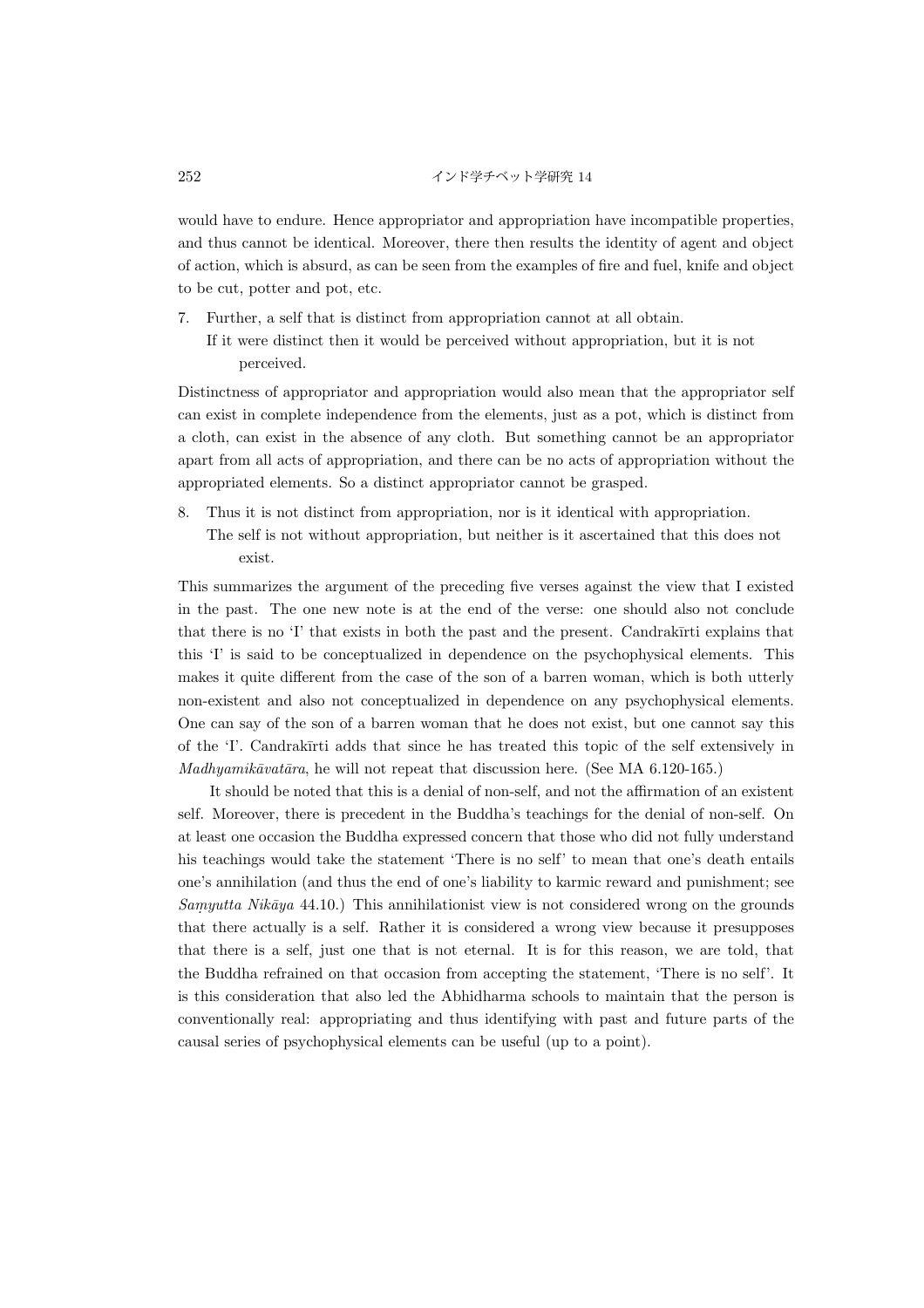would have to endure. Hence appropriator and appropriation have incompatible properties, and thus cannot be identical. Moreover, there then results the identity of agent and object of action, which is absurd, as can be seen from the examples of fire and fuel, knife and object to be cut, potter and pot, etc.

7. Further, a self that is distinct from appropriation cannot at all obtain.
   If it were distinct then it would be perceived without appropriation, but it is not perceived.

Distinctness of appropriator and appropriation would also mean that the appropriator self can exist in complete independence from the elements, just as a pot, which is distinct from a cloth, can exist in the absence of any cloth. But something cannot be an appropriator apart from all acts of appropriation, and there can be no acts of appropriation without the appropriated elements. So a distinct appropriator cannot be grasped.

8. Thus it is not distinct from appropriation, nor is it identical with appropriation.
   The self is not without appropriation, but neither is it ascertained that this does not exist.

This summarizes the argument of the preceding five verses against the view that I existed in the past. The one new note is at the end of the verse: one should also not conclude that there is no 'I' that exists in both the past and the present. Candrakīrti explains that this 'I' is said to be conceptualized in dependence on the psychophysical elements. This makes it quite different from the case of the son of a barren woman, which is both utterly non-existent and also not conceptualized in dependence on any psychophysical elements. One can say of the son of a barren woman that he does not exist, but one cannot say this of the 'I'. Candrakīrti adds that since he has treated this topic of the self extensively in *Madhyamikāvatāra*, he will not repeat that discussion here. (See MA 6.120-165.)

It should be noted that this is a denial of non-self, and not the affirmation of an existent self. Moreover, there is precedent in the Buddha's teachings for the denial of non-self. On at least one occasion the Buddha expressed concern that those who did not fully understand his teachings would take the statement 'There is no self' to mean that one's death entails one's annihilation (and thus the end of one's liability to karmic reward and punishment; see *Saṃyutta Nikāya* 44.10.) This annihilationist view is not considered wrong on the grounds that there actually is a self. Rather it is considered a wrong view because it presupposes that there is a self, just one that is not eternal. It is for this reason, we are told, that the Buddha refrained on that occasion from accepting the statement, 'There is no self'. It is this consideration that also led the Abhidharma schools to maintain that the person is conventionally real: appropriating and thus identifying with past and future parts of the causal series of psychophysical elements can be useful (up to a point).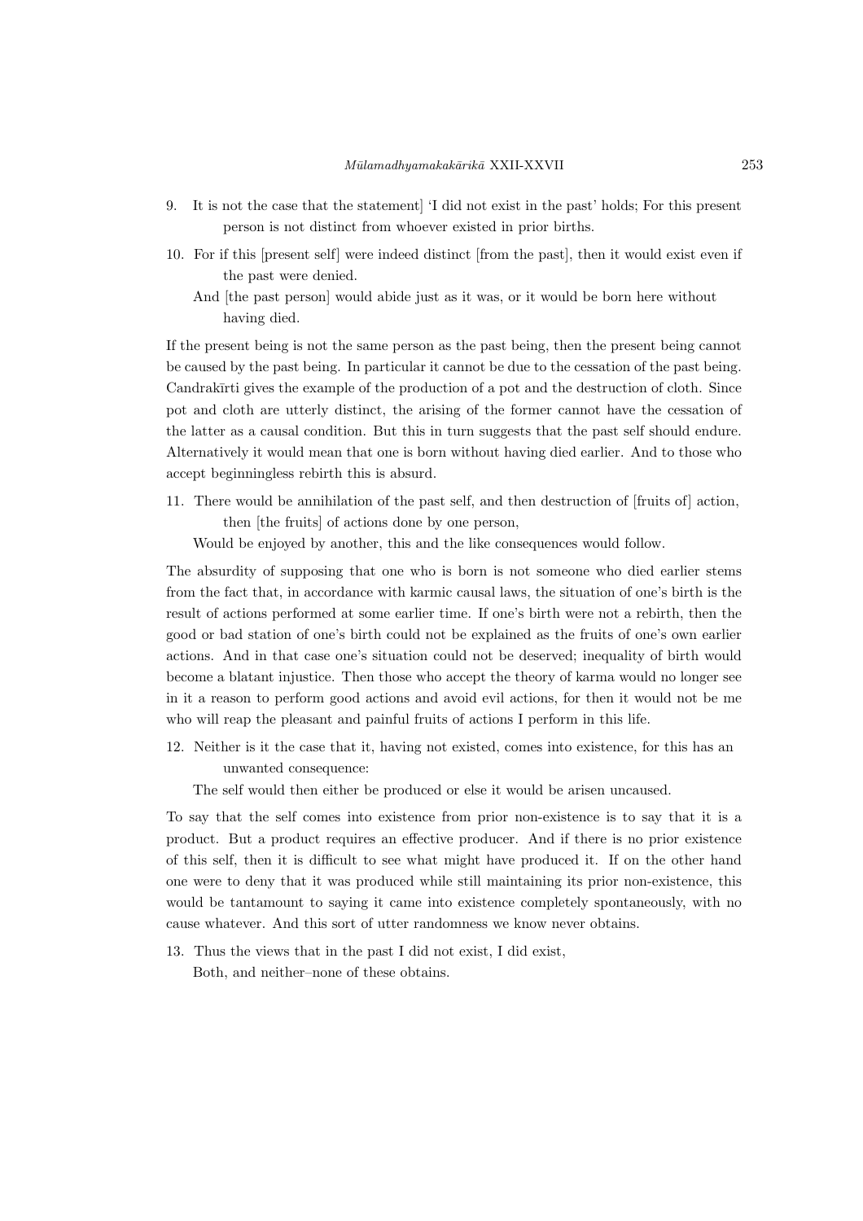9. It is not the case that the statement] 'I did not exist in the past' holds; For this present person is not distinct from whoever existed in prior births.

10. For if this [present self] were indeed distinct [from the past], then it would exist even if the past were denied.
    And [the past person] would abide just as it was, or it would be born here without having died.

If the present being is not the same person as the past being, then the present being cannot be caused by the past being. In particular it cannot be due to the cessation of the past being. Candrakīrti gives the example of the production of a pot and the destruction of cloth. Since pot and cloth are utterly distinct, the arising of the former cannot have the cessation of the latter as a causal condition. But this in turn suggests that the past self should endure. Alternatively it would mean that one is born without having died earlier. And to those who accept beginningless rebirth this is absurd.

11. There would be annihilation of the past self, and then destruction of [fruits of] action, then [the fruits] of actions done by one person,
    Would be enjoyed by another, this and the like consequences would follow.

The absurdity of supposing that one who is born is not someone who died earlier stems from the fact that, in accordance with karmic causal laws, the situation of one's birth is the result of actions performed at some earlier time. If one's birth were not a rebirth, then the good or bad station of one's birth could not be explained as the fruits of one's own earlier actions. And in that case one's situation could not be deserved; inequality of birth would become a blatant injustice. Then those who accept the theory of karma would no longer see in it a reason to perform good actions and avoid evil actions, for then it would not be me who will reap the pleasant and painful fruits of actions I perform in this life.

12. Neither is it the case that it, having not existed, comes into existence, for this has an unwanted consequence:
    The self would then either be produced or else it would be arisen uncaused.

To say that the self comes into existence from prior non-existence is to say that it is a product. But a product requires an effective producer. And if there is no prior existence of this self, then it is difficult to see what might have produced it. If on the other hand one were to deny that it was produced while still maintaining its prior non-existence, this would be tantamount to saying it came into existence completely spontaneously, with no cause whatever. And this sort of utter randomness we know never obtains.

13. Thus the views that in the past I did not exist, I did exist,
    Both, and neither–none of these obtains.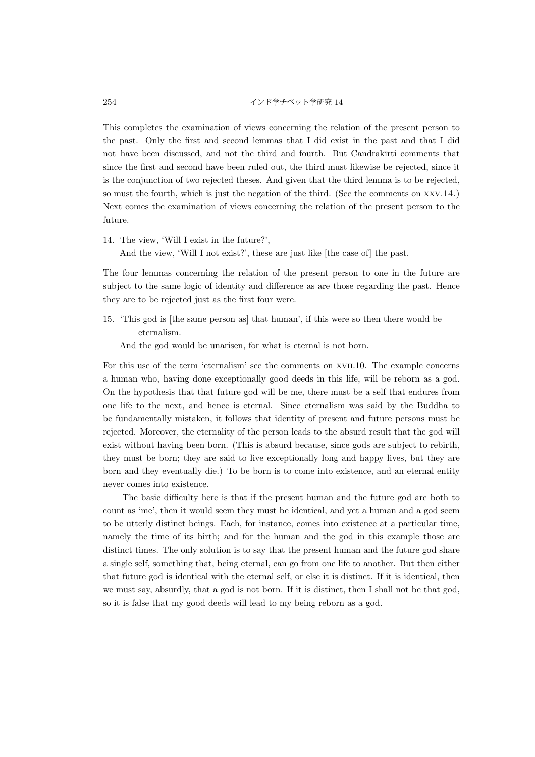This completes the examination of views concerning the relation of the present person to the past. Only the first and second lemmas–that I did exist in the past and that I did not–have been discussed, and not the third and fourth. But Candrakīrti comments that since the first and second have been ruled out, the third must likewise be rejected, since it is the conjunction of two rejected theses. And given that the third lemma is to be rejected, so must the fourth, which is just the negation of the third. (See the comments on XXV.14.) Next comes the examination of views concerning the relation of the present person to the future.

14. The view, 'Will I exist in the future?',
    And the view, 'Will I not exist?', these are just like [the case of] the past.

The four lemmas concerning the relation of the present person to one in the future are subject to the same logic of identity and difference as are those regarding the past. Hence they are to be rejected just as the first four were.

15. 'This god is [the same person as] that human', if this were so then there would be eternalism.
    And the god would be unarisen, for what is eternal is not born.

For this use of the term 'eternalism' see the comments on XVII.10. The example concerns a human who, having done exceptionally good deeds in this life, will be reborn as a god. On the hypothesis that that future god will be me, there must be a self that endures from one life to the next, and hence is eternal. Since eternalism was said by the Buddha to be fundamentally mistaken, it follows that identity of present and future persons must be rejected. Moreover, the eternality of the person leads to the absurd result that the god will exist without having been born. (This is absurd because, since gods are subject to rebirth, they must be born; they are said to live exceptionally long and happy lives, but they are born and they eventually die.) To be born is to come into existence, and an eternal entity never comes into existence.

The basic difficulty here is that if the present human and the future god are both to count as 'me', then it would seem they must be identical, and yet a human and a god seem to be utterly distinct beings. Each, for instance, comes into existence at a particular time, namely the time of its birth; and for the human and the god in this example those are distinct times. The only solution is to say that the present human and the future god share a single self, something that, being eternal, can go from one life to another. But then either that future god is identical with the eternal self, or else it is distinct. If it is identical, then we must say, absurdly, that a god is not born. If it is distinct, then I shall not be that god, so it is false that my good deeds will lead to my being reborn as a god.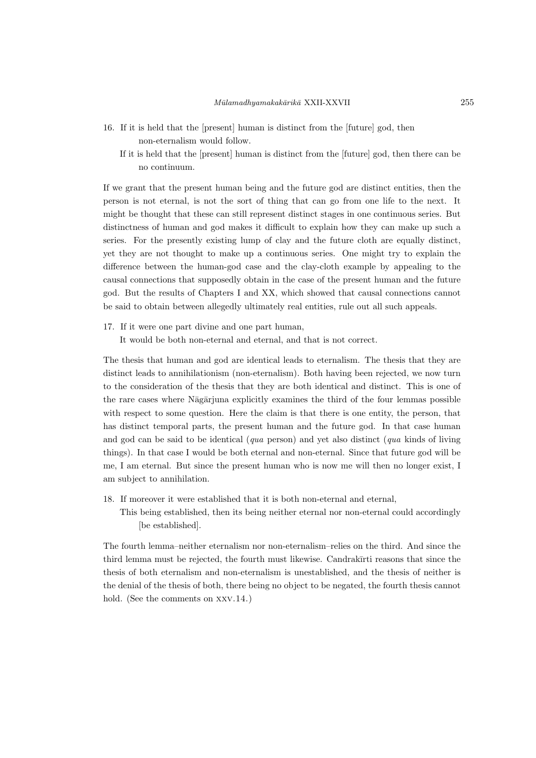16. If it is held that the [present] human is distinct from the [future] god, then non-eternalism would follow.
 If it is held that the [present] human is distinct from the [future] god, then there can be no continuum.

If we grant that the present human being and the future god are distinct entities, then the person is not eternal, is not the sort of thing that can go from one life to the next. It might be thought that these can still represent distinct stages in one continuous series. But distinctness of human and god makes it difficult to explain how they can make up such a series. For the presently existing lump of clay and the future cloth are equally distinct, yet they are not thought to make up a continuous series. One might try to explain the difference between the human-god case and the clay-cloth example by appealing to the causal connections that supposedly obtain in the case of the present human and the future god. But the results of Chapters I and XX, which showed that causal connections cannot be said to obtain between allegedly ultimately real entities, rule out all such appeals.

17. If it were one part divine and one part human,
 It would be both non-eternal and eternal, and that is not correct.

The thesis that human and god are identical leads to eternalism. The thesis that they are distinct leads to annihilationism (non-eternalism). Both having been rejected, we now turn to the consideration of the thesis that they are both identical and distinct. This is one of the rare cases where Nāgārjuna explicitly examines the third of the four lemmas possible with respect to some question. Here the claim is that there is one entity, the person, that has distinct temporal parts, the present human and the future god. In that case human and god can be said to be identical (*qua* person) and yet also distinct (*qua* kinds of living things). In that case I would be both eternal and non-eternal. Since that future god will be me, I am eternal. But since the present human who is now me will then no longer exist, I am subject to annihilation.

18. If moreover it were established that it is both non-eternal and eternal,
 This being established, then its being neither eternal nor non-eternal could accordingly [be established].

The fourth lemma–neither eternalism nor non-eternalism–relies on the third. And since the third lemma must be rejected, the fourth must likewise. Candrakīrti reasons that since the thesis of both eternalism and non-eternalism is unestablished, and the thesis of neither is the denial of the thesis of both, there being no object to be negated, the fourth thesis cannot hold. (See the comments on XXV.14.)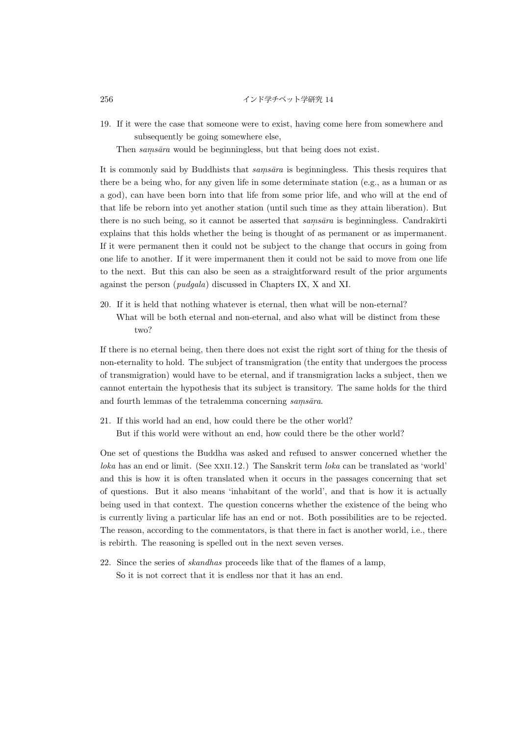19. If it were the case that someone were to exist, having come here from somewhere and subsequently be going somewhere else,
    Then *saṃsāra* would be beginningless, but that being does not exist.

It is commonly said by Buddhists that *saṃsāra* is beginningless. This thesis requires that there be a being who, for any given life in some determinate station (e.g., as a human or as a god), can have been born into that life from some prior life, and who will at the end of that life be reborn into yet another station (until such time as they attain liberation). But there is no such being, so it cannot be asserted that *saṃsāra* is beginningless. Candrakīrti explains that this holds whether the being is thought of as permanent or as impermanent. If it were permanent then it could not be subject to the change that occurs in going from one life to another. If it were impermanent then it could not be said to move from one life to the next. But this can also be seen as a straightforward result of the prior arguments against the person (*pudgala*) discussed in Chapters IX, X and XI.

20. If it is held that nothing whatever is eternal, then what will be non-eternal?
    What will be both eternal and non-eternal, and also what will be distinct from these two?

If there is no eternal being, then there does not exist the right sort of thing for the thesis of non-eternality to hold. The subject of transmigration (the entity that undergoes the process of transmigration) would have to be eternal, and if transmigration lacks a subject, then we cannot entertain the hypothesis that its subject is transitory. The same holds for the third and fourth lemmas of the tetralemma concerning *saṃsāra*.

21. If this world had an end, how could there be the other world?
    But if this world were without an end, how could there be the other world?

One set of questions the Buddha was asked and refused to answer concerned whether the *loka* has an end or limit. (See XXII.12.) The Sanskrit term *loka* can be translated as 'world' and this is how it is often translated when it occurs in the passages concerning that set of questions. But it also means 'inhabitant of the world', and that is how it is actually being used in that context. The question concerns whether the existence of the being who is currently living a particular life has an end or not. Both possibilities are to be rejected. The reason, according to the commentators, is that there in fact is another world, i.e., there is rebirth. The reasoning is spelled out in the next seven verses.

22. Since the series of *skandhas* proceeds like that of the flames of a lamp,
    So it is not correct that it is endless nor that it has an end.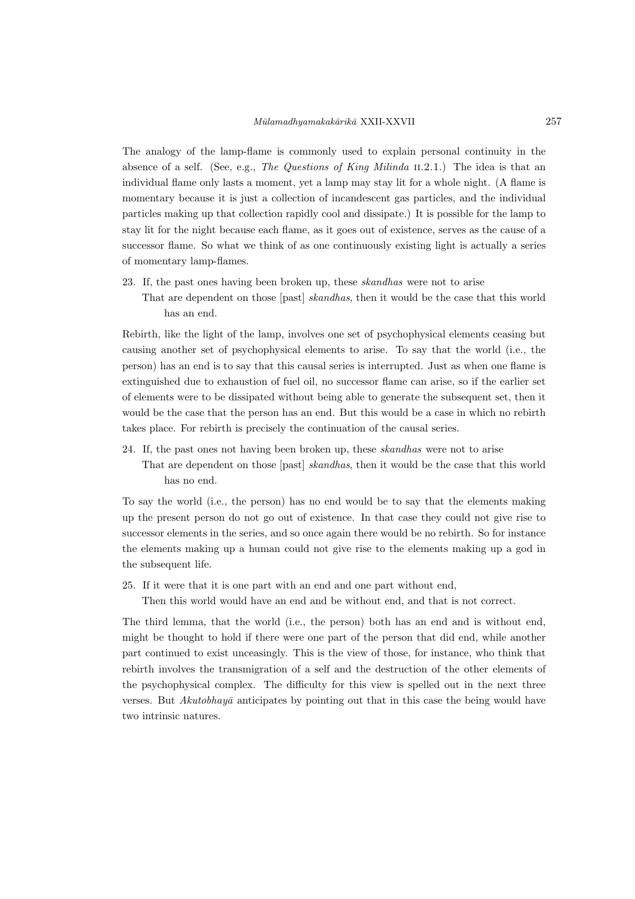The analogy of the lamp-flame is commonly used to explain personal continuity in the absence of a self. (See, e.g., *The Questions of King Milinda* II.2.1.) The idea is that an individual flame only lasts a moment, yet a lamp may stay lit for a whole night. (A flame is momentary because it is just a collection of incandescent gas particles, and the individual particles making up that collection rapidly cool and dissipate.) It is possible for the lamp to stay lit for the night because each flame, as it goes out of existence, serves as the cause of a successor flame. So what we think of as one continuously existing light is actually a series of momentary lamp-flames.

23. If, the past ones having been broken up, these *skandhas* were not to arise
    That are dependent on those [past] *skandhas*, then it would be the case that this world has an end.

Rebirth, like the light of the lamp, involves one set of psychophysical elements ceasing but causing another set of psychophysical elements to arise. To say that the world (i.e., the person) has an end is to say that this causal series is interrupted. Just as when one flame is extinguished due to exhaustion of fuel oil, no successor flame can arise, so if the earlier set of elements were to be dissipated without being able to generate the subsequent set, then it would be the case that the person has an end. But this would be a case in which no rebirth takes place. For rebirth is precisely the continuation of the causal series.

24. If, the past ones not having been broken up, these *skandhas* were not to arise
    That are dependent on those [past] *skandhas*, then it would be the case that this world has no end.

To say the world (i.e., the person) has no end would be to say that the elements making up the present person do not go out of existence. In that case they could not give rise to successor elements in the series, and so once again there would be no rebirth. So for instance the elements making up a human could not give rise to the elements making up a god in the subsequent life.

25. If it were that it is one part with an end and one part without end,
    Then this world would have an end and be without end, and that is not correct.

The third lemma, that the world (i.e., the person) both has an end and is without end, might be thought to hold if there were one part of the person that did end, while another part continued to exist unceasingly. This is the view of those, for instance, who think that rebirth involves the transmigration of a self and the destruction of the other elements of the psychophysical complex. The difficulty for this view is spelled out in the next three verses. But *Akutobhayā* anticipates by pointing out that in this case the being would have two intrinsic natures.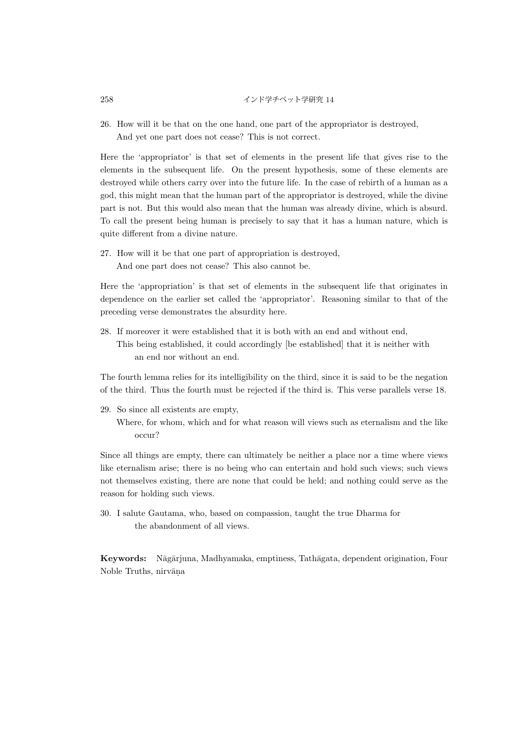26. How will it be that on the one hand, one part of the appropriator is destroyed,
    And yet one part does not cease? This is not correct.

Here the 'appropriator' is that set of elements in the present life that gives rise to the elements in the subsequent life. On the present hypothesis, some of these elements are destroyed while others carry over into the future life. In the case of rebirth of a human as a god, this might mean that the human part of the appropriator is destroyed, while the divine part is not. But this would also mean that the human was already divine, which is absurd. To call the present being human is precisely to say that it has a human nature, which is quite different from a divine nature.

27. How will it be that one part of appropriation is destroyed,
    And one part does not cease? This also cannot be.

Here the 'appropriation' is that set of elements in the subsequent life that originates in dependence on the earlier set called the 'appropriator'. Reasoning similar to that of the preceding verse demonstrates the absurdity here.

28. If moreover it were established that it is both with an end and without end,
    This being established, it could accordingly [be established] that it is neither with an end nor without an end.

The fourth lemma relies for its intelligibility on the third, since it is said to be the negation of the third. Thus the fourth must be rejected if the third is. This verse parallels verse 18.

29. So since all existents are empty,
    Where, for whom, which and for what reason will views such as eternalism and the like occur?

Since all things are empty, there can ultimately be neither a place nor a time where views like eternalism arise; there is no being who can entertain and hold such views; such views not themselves existing, there are none that could be held; and nothing could serve as the reason for holding such views.

30. I salute Gautama, who, based on compassion, taught the true Dharma for the abandonment of all views.

**Keywords:** Nāgārjuna, Madhyamaka, emptiness, Tathāgata, dependent origination, Four Noble Truths, nirvāṇa